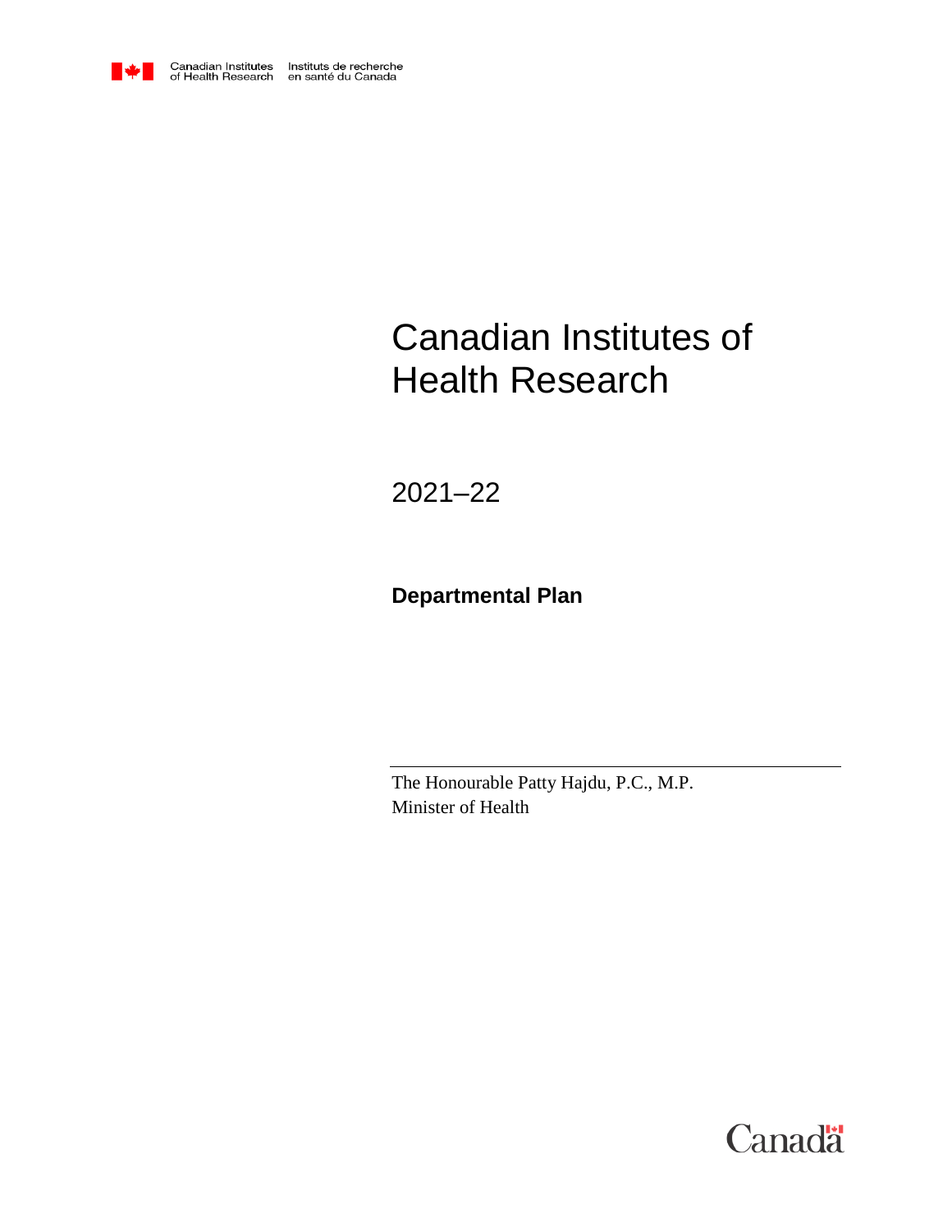Canadian Institutes of Health Research | Instituts de recherche en santé du Canada

# Canadian Institutes of Health Research

2021–22

**Departmental Plan**

The Honourable Patty Hajdu, P.C., M.P.
Minister of Health

Canada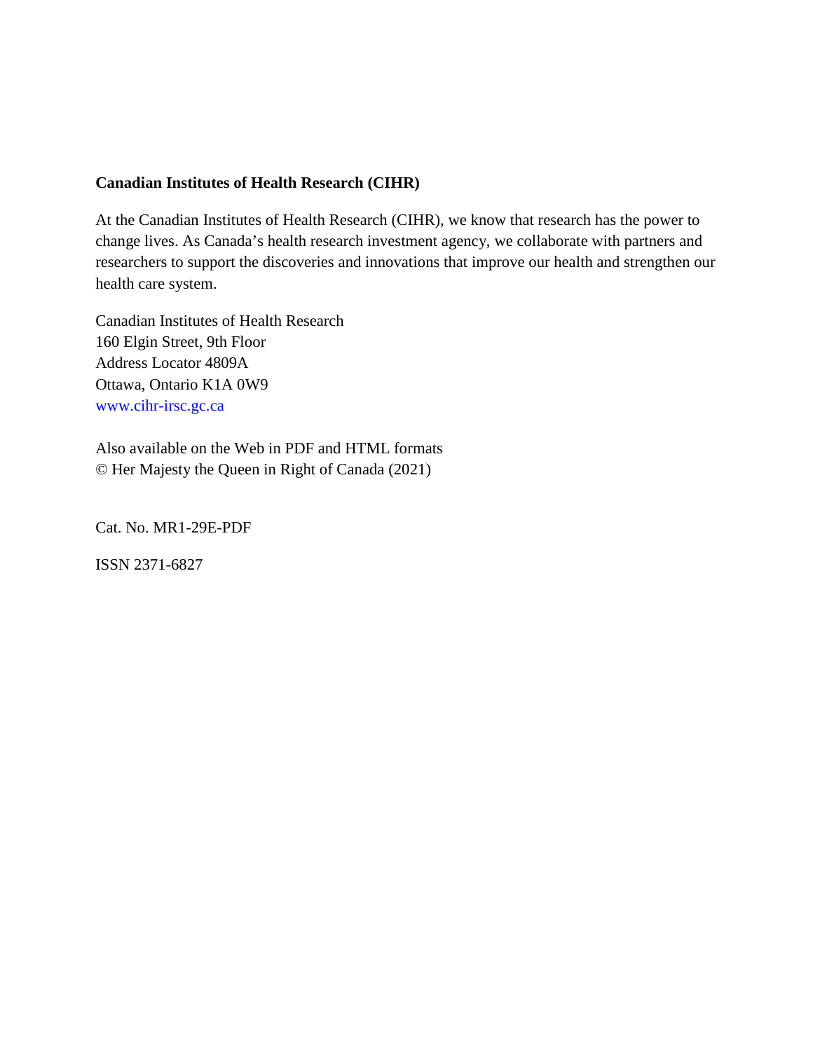**Canadian Institutes of Health Research (CIHR)**

At the Canadian Institutes of Health Research (CIHR), we know that research has the power to change lives. As Canada's health research investment agency, we collaborate with partners and researchers to support the discoveries and innovations that improve our health and strengthen our health care system.

Canadian Institutes of Health Research
160 Elgin Street, 9th Floor
Address Locator 4809A
Ottawa, Ontario K1A 0W9
www.cihr-irsc.gc.ca

Also available on the Web in PDF and HTML formats
© Her Majesty the Queen in Right of Canada (2021)

Cat. No. MR1-29E-PDF

ISSN 2371-6827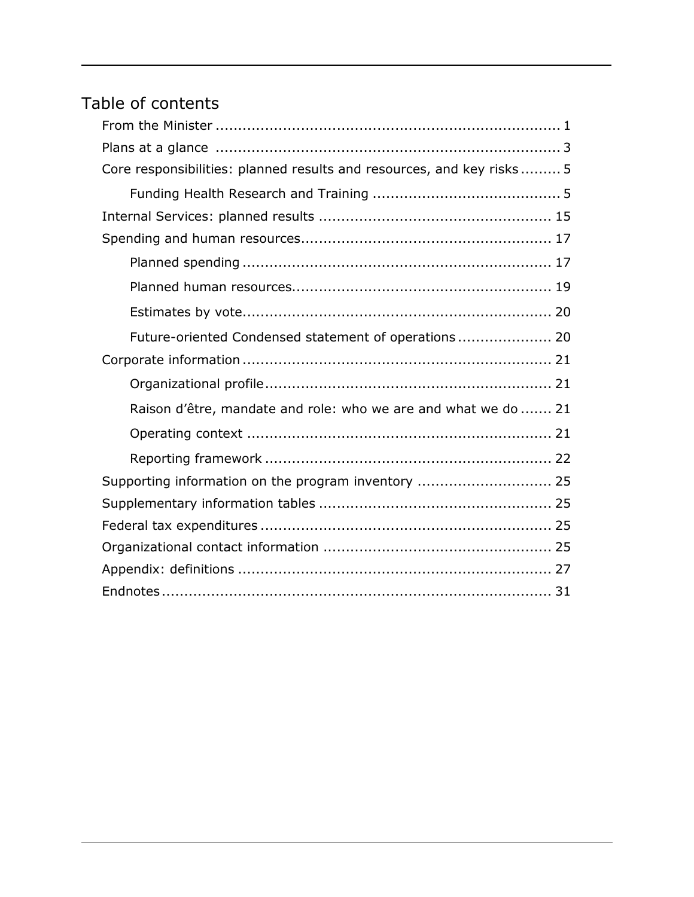## Table of contents

- From the Minister ... 1
- Plans at a glance ... 3
- Core responsibilities: planned results and resources, and key risks ... 5
  - Funding Health Research and Training ... 5
- Internal Services: planned results ... 15
- Spending and human resources ... 17
  - Planned spending ... 17
  - Planned human resources ... 19
  - Estimates by vote ... 20
  - Future-oriented Condensed statement of operations ... 20
- Corporate information ... 21
  - Organizational profile ... 21
  - Raison d’être, mandate and role: who we are and what we do ... 21
  - Operating context ... 21
  - Reporting framework ... 22
- Supporting information on the program inventory ... 25
- Supplementary information tables ... 25
- Federal tax expenditures ... 25
- Organizational contact information ... 25
- Appendix: definitions ... 27
- Endnotes ... 31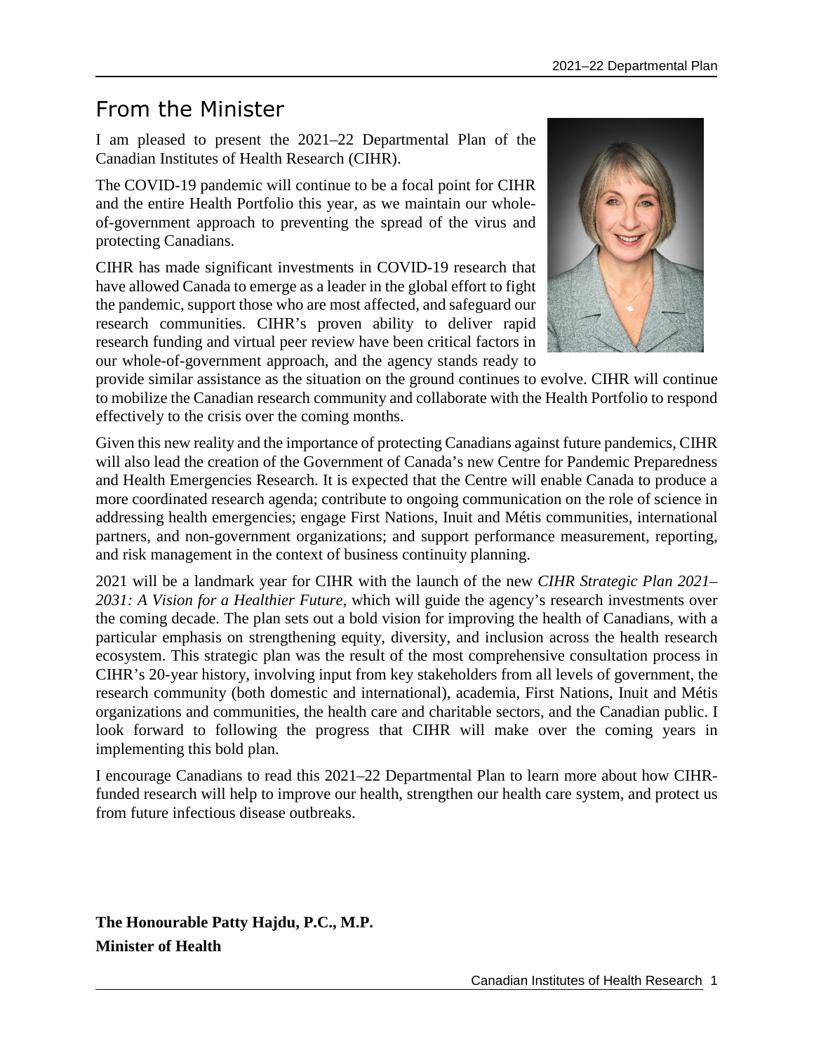# From the Minister

I am pleased to present the 2021–22 Departmental Plan of the Canadian Institutes of Health Research (CIHR).

The COVID-19 pandemic will continue to be a focal point for CIHR and the entire Health Portfolio this year, as we maintain our whole-of-government approach to preventing the spread of the virus and protecting Canadians.

CIHR has made significant investments in COVID-19 research that have allowed Canada to emerge as a leader in the global effort to fight the pandemic, support those who are most affected, and safeguard our research communities. CIHR's proven ability to deliver rapid research funding and virtual peer review have been critical factors in our whole-of-government approach, and the agency stands ready to provide similar assistance as the situation on the ground continues to evolve. CIHR will continue to mobilize the Canadian research community and collaborate with the Health Portfolio to respond effectively to the crisis over the coming months.

Given this new reality and the importance of protecting Canadians against future pandemics, CIHR will also lead the creation of the Government of Canada's new Centre for Pandemic Preparedness and Health Emergencies Research. It is expected that the Centre will enable Canada to produce a more coordinated research agenda; contribute to ongoing communication on the role of science in addressing health emergencies; engage First Nations, Inuit and Métis communities, international partners, and non-government organizations; and support performance measurement, reporting, and risk management in the context of business continuity planning.

2021 will be a landmark year for CIHR with the launch of the new *CIHR Strategic Plan 2021–2031: A Vision for a Healthier Future*, which will guide the agency's research investments over the coming decade. The plan sets out a bold vision for improving the health of Canadians, with a particular emphasis on strengthening equity, diversity, and inclusion across the health research ecosystem. This strategic plan was the result of the most comprehensive consultation process in CIHR's 20-year history, involving input from key stakeholders from all levels of government, the research community (both domestic and international), academia, First Nations, Inuit and Métis organizations and communities, the health care and charitable sectors, and the Canadian public. I look forward to following the progress that CIHR will make over the coming years in implementing this bold plan.

I encourage Canadians to read this 2021–22 Departmental Plan to learn more about how CIHR-funded research will help to improve our health, strengthen our health care system, and protect us from future infectious disease outbreaks.

**The Honourable Patty Hajdu, P.C., M.P.**
**Minister of Health**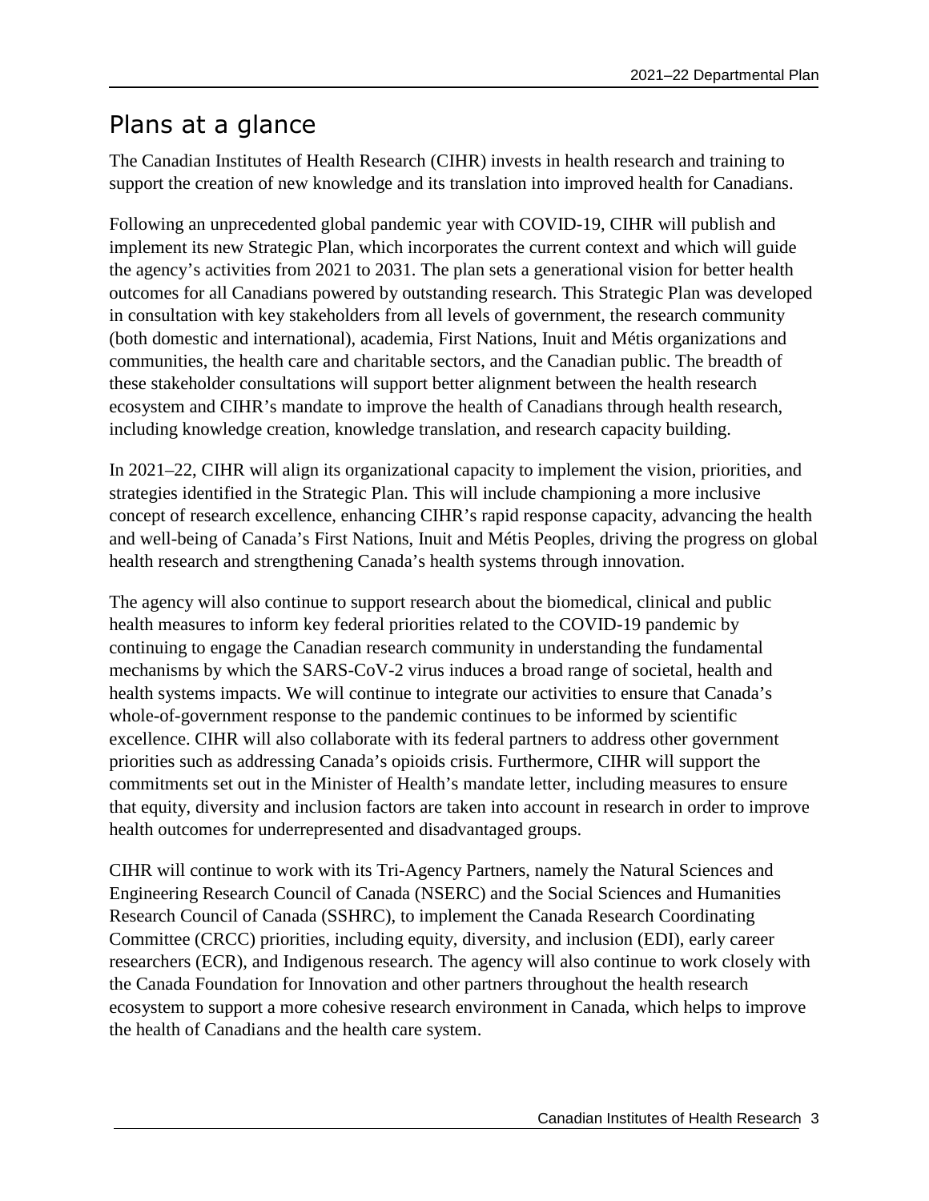## Plans at a glance

The Canadian Institutes of Health Research (CIHR) invests in health research and training to support the creation of new knowledge and its translation into improved health for Canadians.

Following an unprecedented global pandemic year with COVID-19, CIHR will publish and implement its new Strategic Plan, which incorporates the current context and which will guide the agency's activities from 2021 to 2031. The plan sets a generational vision for better health outcomes for all Canadians powered by outstanding research. This Strategic Plan was developed in consultation with key stakeholders from all levels of government, the research community (both domestic and international), academia, First Nations, Inuit and Métis organizations and communities, the health care and charitable sectors, and the Canadian public. The breadth of these stakeholder consultations will support better alignment between the health research ecosystem and CIHR's mandate to improve the health of Canadians through health research, including knowledge creation, knowledge translation, and research capacity building.

In 2021–22, CIHR will align its organizational capacity to implement the vision, priorities, and strategies identified in the Strategic Plan. This will include championing a more inclusive concept of research excellence, enhancing CIHR's rapid response capacity, advancing the health and well-being of Canada's First Nations, Inuit and Métis Peoples, driving the progress on global health research and strengthening Canada's health systems through innovation.

The agency will also continue to support research about the biomedical, clinical and public health measures to inform key federal priorities related to the COVID-19 pandemic by continuing to engage the Canadian research community in understanding the fundamental mechanisms by which the SARS-CoV-2 virus induces a broad range of societal, health and health systems impacts. We will continue to integrate our activities to ensure that Canada's whole-of-government response to the pandemic continues to be informed by scientific excellence. CIHR will also collaborate with its federal partners to address other government priorities such as addressing Canada's opioids crisis. Furthermore, CIHR will support the commitments set out in the Minister of Health's mandate letter, including measures to ensure that equity, diversity and inclusion factors are taken into account in research in order to improve health outcomes for underrepresented and disadvantaged groups.

CIHR will continue to work with its Tri-Agency Partners, namely the Natural Sciences and Engineering Research Council of Canada (NSERC) and the Social Sciences and Humanities Research Council of Canada (SSHRC), to implement the Canada Research Coordinating Committee (CRCC) priorities, including equity, diversity, and inclusion (EDI), early career researchers (ECR), and Indigenous research. The agency will also continue to work closely with the Canada Foundation for Innovation and other partners throughout the health research ecosystem to support a more cohesive research environment in Canada, which helps to improve the health of Canadians and the health care system.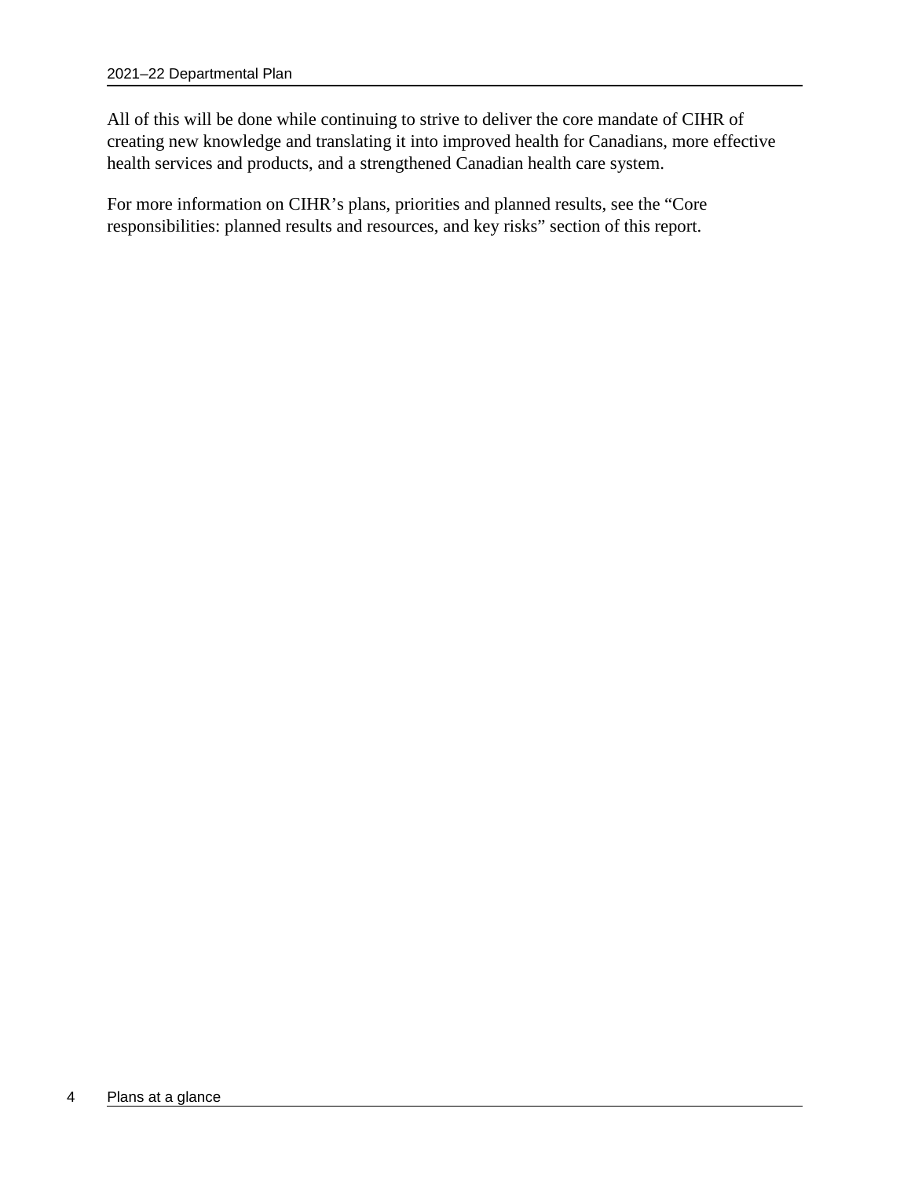All of this will be done while continuing to strive to deliver the core mandate of CIHR of creating new knowledge and translating it into improved health for Canadians, more effective health services and products, and a strengthened Canadian health care system.

For more information on CIHR's plans, priorities and planned results, see the "Core responsibilities: planned results and resources, and key risks" section of this report.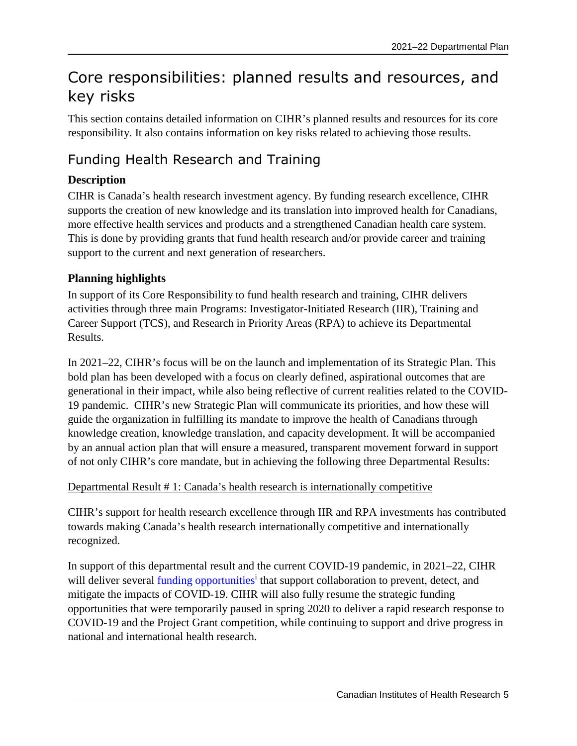# Core responsibilities: planned results and resources, and key risks

This section contains detailed information on CIHR's planned results and resources for its core responsibility. It also contains information on key risks related to achieving those results.

## Funding Health Research and Training

### Description

CIHR is Canada's health research investment agency. By funding research excellence, CIHR supports the creation of new knowledge and its translation into improved health for Canadians, more effective health services and products and a strengthened Canadian health care system. This is done by providing grants that fund health research and/or provide career and training support to the current and next generation of researchers.

### Planning highlights

In support of its Core Responsibility to fund health research and training, CIHR delivers activities through three main Programs: Investigator-Initiated Research (IIR), Training and Career Support (TCS), and Research in Priority Areas (RPA) to achieve its Departmental Results.

In 2021–22, CIHR's focus will be on the launch and implementation of its Strategic Plan. This bold plan has been developed with a focus on clearly defined, aspirational outcomes that are generational in their impact, while also being reflective of current realities related to the COVID-19 pandemic. CIHR's new Strategic Plan will communicate its priorities, and how these will guide the organization in fulfilling its mandate to improve the health of Canadians through knowledge creation, knowledge translation, and capacity development. It will be accompanied by an annual action plan that will ensure a measured, transparent movement forward in support of not only CIHR's core mandate, but in achieving the following three Departmental Results:

Departmental Result # 1: Canada's health research is internationally competitive

CIHR's support for health research excellence through IIR and RPA investments has contributed towards making Canada's health research internationally competitive and internationally recognized.

In support of this departmental result and the current COVID-19 pandemic, in 2021–22, CIHR will deliver several funding opportunities[i] that support collaboration to prevent, detect, and mitigate the impacts of COVID-19. CIHR will also fully resume the strategic funding opportunities that were temporarily paused in spring 2020 to deliver a rapid research response to COVID-19 and the Project Grant competition, while continuing to support and drive progress in national and international health research.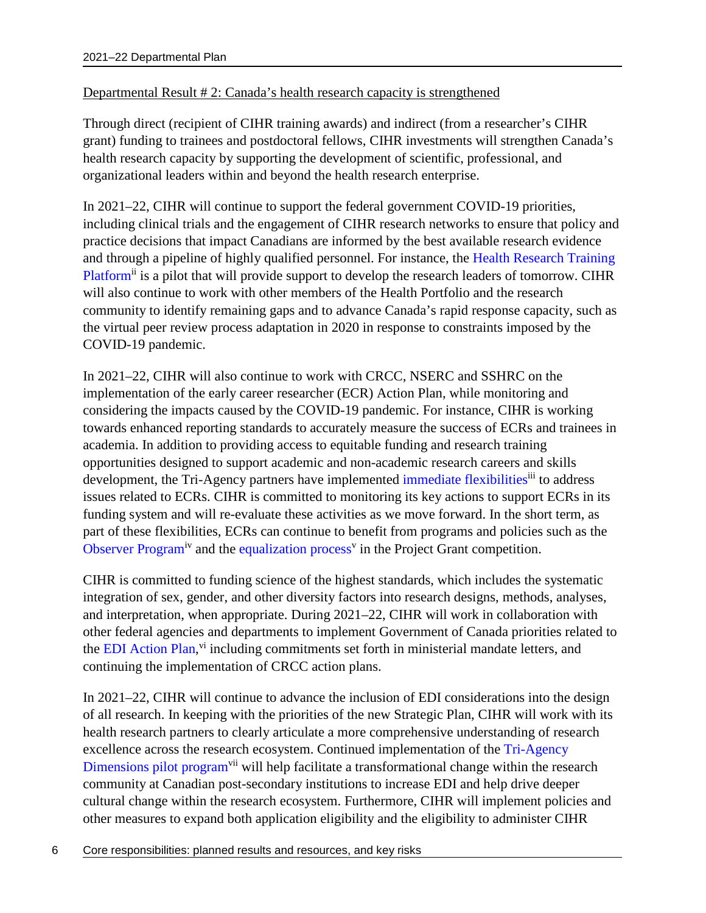Departmental Result # 2: Canada's health research capacity is strengthened

Through direct (recipient of CIHR training awards) and indirect (from a researcher's CIHR grant) funding to trainees and postdoctoral fellows, CIHR investments will strengthen Canada's health research capacity by supporting the development of scientific, professional, and organizational leaders within and beyond the health research enterprise.

In 2021–22, CIHR will continue to support the federal government COVID-19 priorities, including clinical trials and the engagement of CIHR research networks to ensure that policy and practice decisions that impact Canadians are informed by the best available research evidence and through a pipeline of highly qualified personnel. For instance, the Health Research Training Platform[ii] is a pilot that will provide support to develop the research leaders of tomorrow. CIHR will also continue to work with other members of the Health Portfolio and the research community to identify remaining gaps and to advance Canada's rapid response capacity, such as the virtual peer review process adaptation in 2020 in response to constraints imposed by the COVID-19 pandemic.

In 2021–22, CIHR will also continue to work with CRCC, NSERC and SSHRC on the implementation of the early career researcher (ECR) Action Plan, while monitoring and considering the impacts caused by the COVID-19 pandemic. For instance, CIHR is working towards enhanced reporting standards to accurately measure the success of ECRs and trainees in academia. In addition to providing access to equitable funding and research training opportunities designed to support academic and non-academic research careers and skills development, the Tri-Agency partners have implemented immediate flexibilities[iii] to address issues related to ECRs. CIHR is committed to monitoring its key actions to support ECRs in its funding system and will re-evaluate these activities as we move forward. In the short term, as part of these flexibilities, ECRs can continue to benefit from programs and policies such as the Observer Program[iv] and the equalization process[v] in the Project Grant competition.

CIHR is committed to funding science of the highest standards, which includes the systematic integration of sex, gender, and other diversity factors into research designs, methods, analyses, and interpretation, when appropriate. During 2021–22, CIHR will work in collaboration with other federal agencies and departments to implement Government of Canada priorities related to the EDI Action Plan,[vi] including commitments set forth in ministerial mandate letters, and continuing the implementation of CRCC action plans.

In 2021–22, CIHR will continue to advance the inclusion of EDI considerations into the design of all research. In keeping with the priorities of the new Strategic Plan, CIHR will work with its health research partners to clearly articulate a more comprehensive understanding of research excellence across the research ecosystem. Continued implementation of the Tri-Agency Dimensions pilot program[vii] will help facilitate a transformational change within the research community at Canadian post-secondary institutions to increase EDI and help drive deeper cultural change within the research ecosystem. Furthermore, CIHR will implement policies and other measures to expand both application eligibility and the eligibility to administer CIHR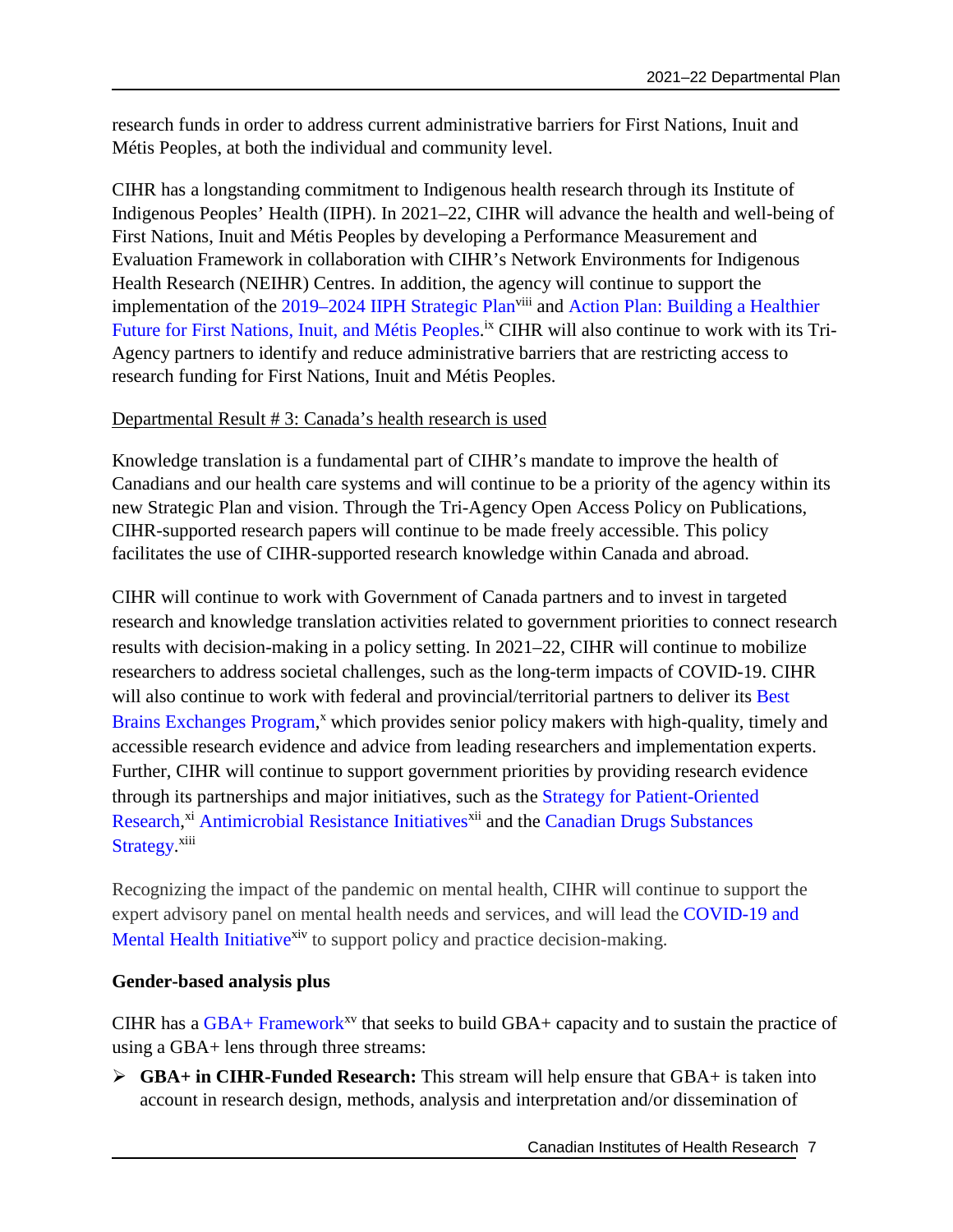research funds in order to address current administrative barriers for First Nations, Inuit and Métis Peoples, at both the individual and community level.

CIHR has a longstanding commitment to Indigenous health research through its Institute of Indigenous Peoples' Health (IIPH). In 2021–22, CIHR will advance the health and well-being of First Nations, Inuit and Métis Peoples by developing a Performance Measurement and Evaluation Framework in collaboration with CIHR's Network Environments for Indigenous Health Research (NEIHR) Centres. In addition, the agency will continue to support the implementation of the 2019–2024 IIPH Strategic Plan[viii] and Action Plan: Building a Healthier Future for First Nations, Inuit, and Métis Peoples.[ix] CIHR will also continue to work with its Tri-Agency partners to identify and reduce administrative barriers that are restricting access to research funding for First Nations, Inuit and Métis Peoples.

Departmental Result # 3: Canada's health research is used

Knowledge translation is a fundamental part of CIHR's mandate to improve the health of Canadians and our health care systems and will continue to be a priority of the agency within its new Strategic Plan and vision. Through the Tri-Agency Open Access Policy on Publications, CIHR-supported research papers will continue to be made freely accessible. This policy facilitates the use of CIHR-supported research knowledge within Canada and abroad.

CIHR will continue to work with Government of Canada partners and to invest in targeted research and knowledge translation activities related to government priorities to connect research results with decision-making in a policy setting. In 2021–22, CIHR will continue to mobilize researchers to address societal challenges, such as the long-term impacts of COVID-19. CIHR will also continue to work with federal and provincial/territorial partners to deliver its Best Brains Exchanges Program,[x] which provides senior policy makers with high-quality, timely and accessible research evidence and advice from leading researchers and implementation experts. Further, CIHR will continue to support government priorities by providing research evidence through its partnerships and major initiatives, such as the Strategy for Patient-Oriented Research,[xi] Antimicrobial Resistance Initiatives[xii] and the Canadian Drugs Substances Strategy.[xiii]

Recognizing the impact of the pandemic on mental health, CIHR will continue to support the expert advisory panel on mental health needs and services, and will lead the COVID-19 and Mental Health Initiative[xiv] to support policy and practice decision-making.

**Gender-based analysis plus**

CIHR has a GBA+ Framework[xv] that seeks to build GBA+ capacity and to sustain the practice of using a GBA+ lens through three streams:

- **GBA+ in CIHR-Funded Research:** This stream will help ensure that GBA+ is taken into account in research design, methods, analysis and interpretation and/or dissemination of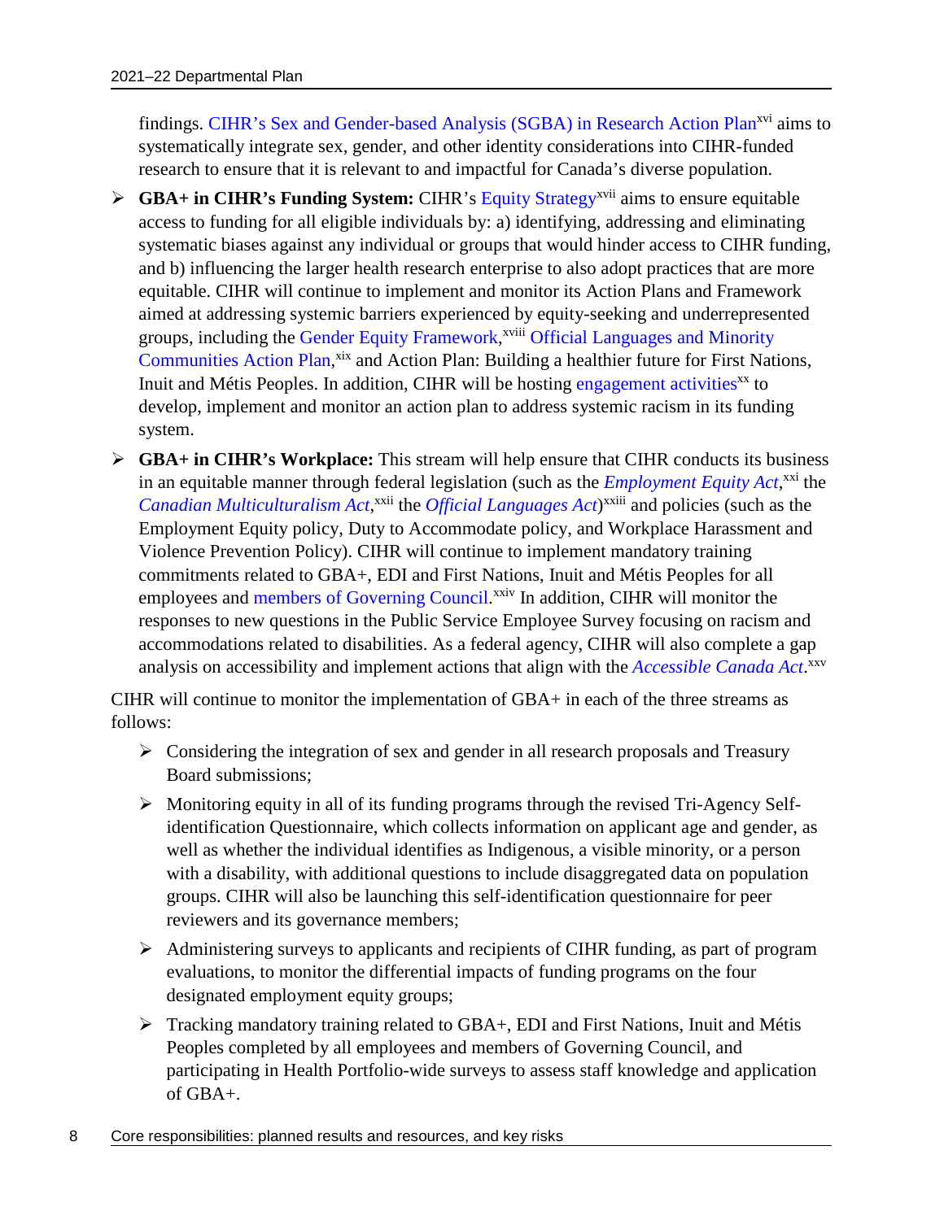findings. CIHR's Sex and Gender-based Analysis (SGBA) in Research Action Plan[xvi] aims to systematically integrate sex, gender, and other identity considerations into CIHR-funded research to ensure that it is relevant to and impactful for Canada's diverse population.

- **GBA+ in CIHR's Funding System:** CIHR's Equity Strategy[xvii] aims to ensure equitable access to funding for all eligible individuals by: a) identifying, addressing and eliminating systematic biases against any individual or groups that would hinder access to CIHR funding, and b) influencing the larger health research enterprise to also adopt practices that are more equitable. CIHR will continue to implement and monitor its Action Plans and Framework aimed at addressing systemic barriers experienced by equity-seeking and underrepresented groups, including the Gender Equity Framework,[xviii] Official Languages and Minority Communities Action Plan,[xix] and Action Plan: Building a healthier future for First Nations, Inuit and Métis Peoples. In addition, CIHR will be hosting engagement activities[xx] to develop, implement and monitor an action plan to address systemic racism in its funding system.
- **GBA+ in CIHR's Workplace:** This stream will help ensure that CIHR conducts its business in an equitable manner through federal legislation (such as the *Employment Equity Act*,[xxi] the *Canadian Multiculturalism Act*,[xxii] the *Official Languages Act*)[xxiii] and policies (such as the Employment Equity policy, Duty to Accommodate policy, and Workplace Harassment and Violence Prevention Policy). CIHR will continue to implement mandatory training commitments related to GBA+, EDI and First Nations, Inuit and Métis Peoples for all employees and members of Governing Council.[xxiv] In addition, CIHR will monitor the responses to new questions in the Public Service Employee Survey focusing on racism and accommodations related to disabilities. As a federal agency, CIHR will also complete a gap analysis on accessibility and implement actions that align with the *Accessible Canada Act*.[xxv]

CIHR will continue to monitor the implementation of GBA+ in each of the three streams as follows:

- Considering the integration of sex and gender in all research proposals and Treasury Board submissions;
- Monitoring equity in all of its funding programs through the revised Tri-Agency Self-identification Questionnaire, which collects information on applicant age and gender, as well as whether the individual identifies as Indigenous, a visible minority, or a person with a disability, with additional questions to include disaggregated data on population groups. CIHR will also be launching this self-identification questionnaire for peer reviewers and its governance members;
- Administering surveys to applicants and recipients of CIHR funding, as part of program evaluations, to monitor the differential impacts of funding programs on the four designated employment equity groups;
- Tracking mandatory training related to GBA+, EDI and First Nations, Inuit and Métis Peoples completed by all employees and members of Governing Council, and participating in Health Portfolio-wide surveys to assess staff knowledge and application of GBA+.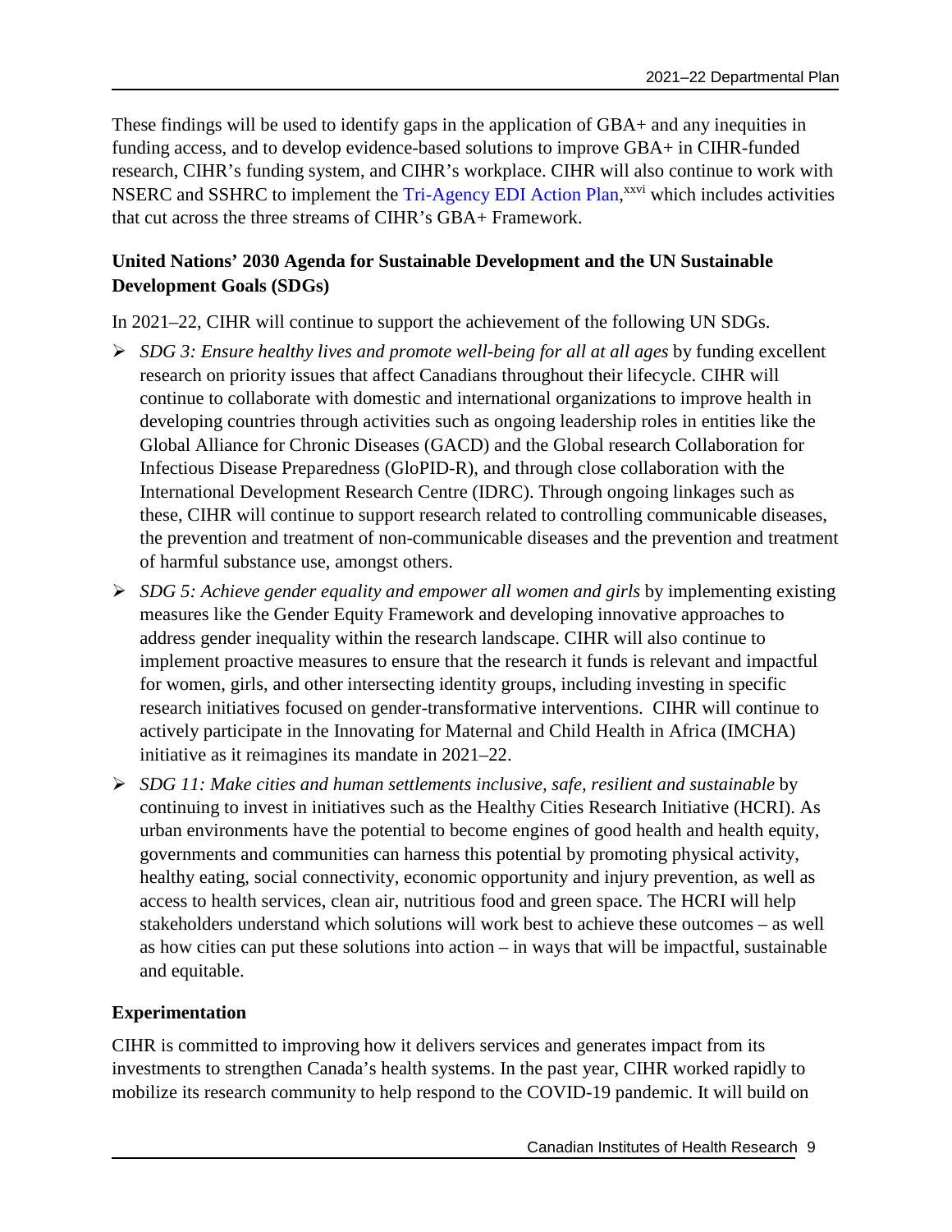These findings will be used to identify gaps in the application of GBA+ and any inequities in funding access, and to develop evidence-based solutions to improve GBA+ in CIHR-funded research, CIHR's funding system, and CIHR's workplace. CIHR will also continue to work with NSERC and SSHRC to implement the Tri-Agency EDI Action Plan,[xxvi] which includes activities that cut across the three streams of CIHR's GBA+ Framework.

**United Nations' 2030 Agenda for Sustainable Development and the UN Sustainable Development Goals (SDGs)**

In 2021–22, CIHR will continue to support the achievement of the following UN SDGs.

- *SDG 3: Ensure healthy lives and promote well-being for all at all ages* by funding excellent research on priority issues that affect Canadians throughout their lifecycle. CIHR will continue to collaborate with domestic and international organizations to improve health in developing countries through activities such as ongoing leadership roles in entities like the Global Alliance for Chronic Diseases (GACD) and the Global research Collaboration for Infectious Disease Preparedness (GloPID-R), and through close collaboration with the International Development Research Centre (IDRC). Through ongoing linkages such as these, CIHR will continue to support research related to controlling communicable diseases, the prevention and treatment of non-communicable diseases and the prevention and treatment of harmful substance use, amongst others.
- *SDG 5: Achieve gender equality and empower all women and girls* by implementing existing measures like the Gender Equity Framework and developing innovative approaches to address gender inequality within the research landscape. CIHR will also continue to implement proactive measures to ensure that the research it funds is relevant and impactful for women, girls, and other intersecting identity groups, including investing in specific research initiatives focused on gender-transformative interventions. CIHR will continue to actively participate in the Innovating for Maternal and Child Health in Africa (IMCHA) initiative as it reimagines its mandate in 2021–22.
- *SDG 11: Make cities and human settlements inclusive, safe, resilient and sustainable* by continuing to invest in initiatives such as the Healthy Cities Research Initiative (HCRI). As urban environments have the potential to become engines of good health and health equity, governments and communities can harness this potential by promoting physical activity, healthy eating, social connectivity, economic opportunity and injury prevention, as well as access to health services, clean air, nutritious food and green space. The HCRI will help stakeholders understand which solutions will work best to achieve these outcomes – as well as how cities can put these solutions into action – in ways that will be impactful, sustainable and equitable.

**Experimentation**

CIHR is committed to improving how it delivers services and generates impact from its investments to strengthen Canada's health systems. In the past year, CIHR worked rapidly to mobilize its research community to help respond to the COVID-19 pandemic. It will build on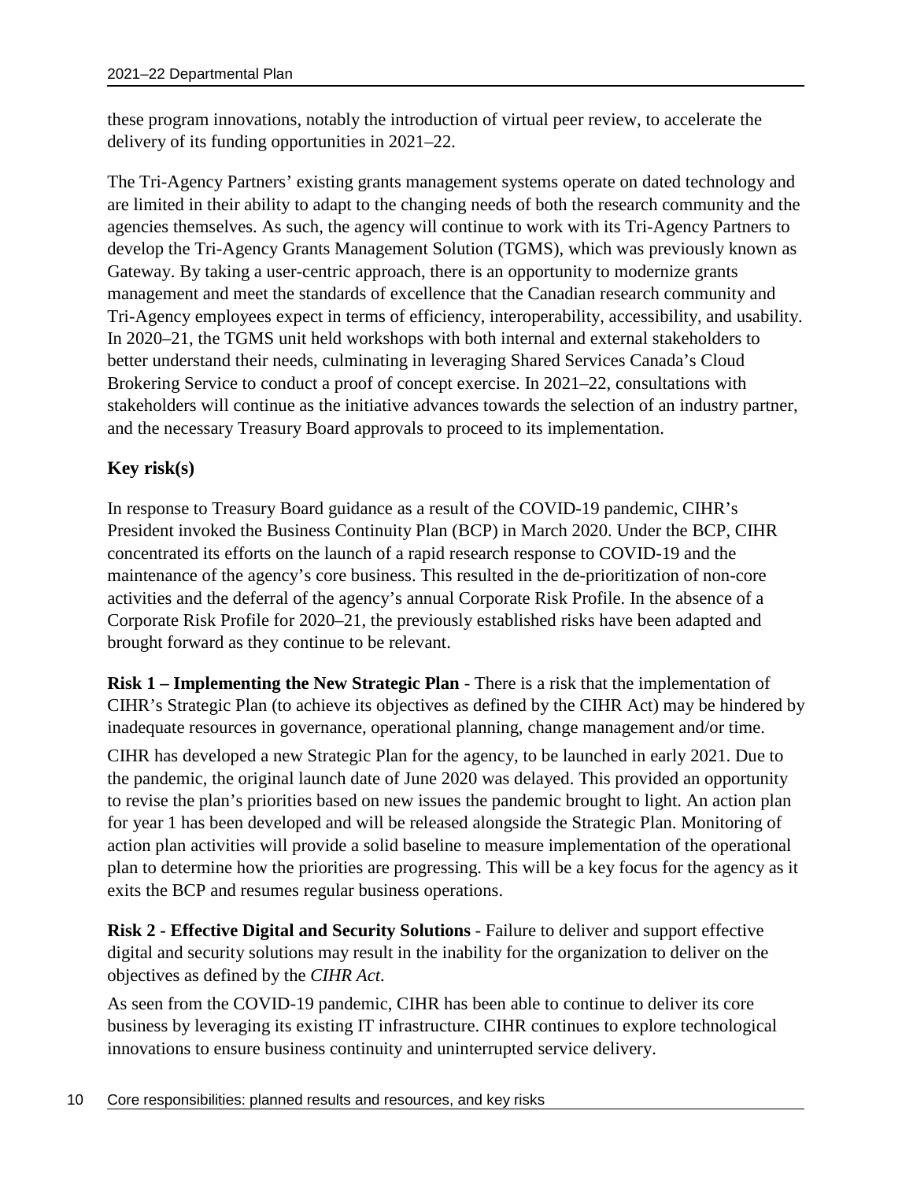these program innovations, notably the introduction of virtual peer review, to accelerate the delivery of its funding opportunities in 2021–22.

The Tri-Agency Partners' existing grants management systems operate on dated technology and are limited in their ability to adapt to the changing needs of both the research community and the agencies themselves. As such, the agency will continue to work with its Tri-Agency Partners to develop the Tri-Agency Grants Management Solution (TGMS), which was previously known as Gateway. By taking a user-centric approach, there is an opportunity to modernize grants management and meet the standards of excellence that the Canadian research community and Tri-Agency employees expect in terms of efficiency, interoperability, accessibility, and usability. In 2020–21, the TGMS unit held workshops with both internal and external stakeholders to better understand their needs, culminating in leveraging Shared Services Canada's Cloud Brokering Service to conduct a proof of concept exercise. In 2021–22, consultations with stakeholders will continue as the initiative advances towards the selection of an industry partner, and the necessary Treasury Board approvals to proceed to its implementation.

## Key risk(s)

In response to Treasury Board guidance as a result of the COVID-19 pandemic, CIHR's President invoked the Business Continuity Plan (BCP) in March 2020. Under the BCP, CIHR concentrated its efforts on the launch of a rapid research response to COVID-19 and the maintenance of the agency's core business. This resulted in the de-prioritization of non-core activities and the deferral of the agency's annual Corporate Risk Profile. In the absence of a Corporate Risk Profile for 2020–21, the previously established risks have been adapted and brought forward as they continue to be relevant.

**Risk 1 – Implementing the New Strategic Plan** - There is a risk that the implementation of CIHR's Strategic Plan (to achieve its objectives as defined by the CIHR Act) may be hindered by inadequate resources in governance, operational planning, change management and/or time.

CIHR has developed a new Strategic Plan for the agency, to be launched in early 2021. Due to the pandemic, the original launch date of June 2020 was delayed. This provided an opportunity to revise the plan's priorities based on new issues the pandemic brought to light. An action plan for year 1 has been developed and will be released alongside the Strategic Plan. Monitoring of action plan activities will provide a solid baseline to measure implementation of the operational plan to determine how the priorities are progressing. This will be a key focus for the agency as it exits the BCP and resumes regular business operations.

**Risk 2 - Effective Digital and Security Solutions** - Failure to deliver and support effective digital and security solutions may result in the inability for the organization to deliver on the objectives as defined by the *CIHR Act*.

As seen from the COVID-19 pandemic, CIHR has been able to continue to deliver its core business by leveraging its existing IT infrastructure. CIHR continues to explore technological innovations to ensure business continuity and uninterrupted service delivery.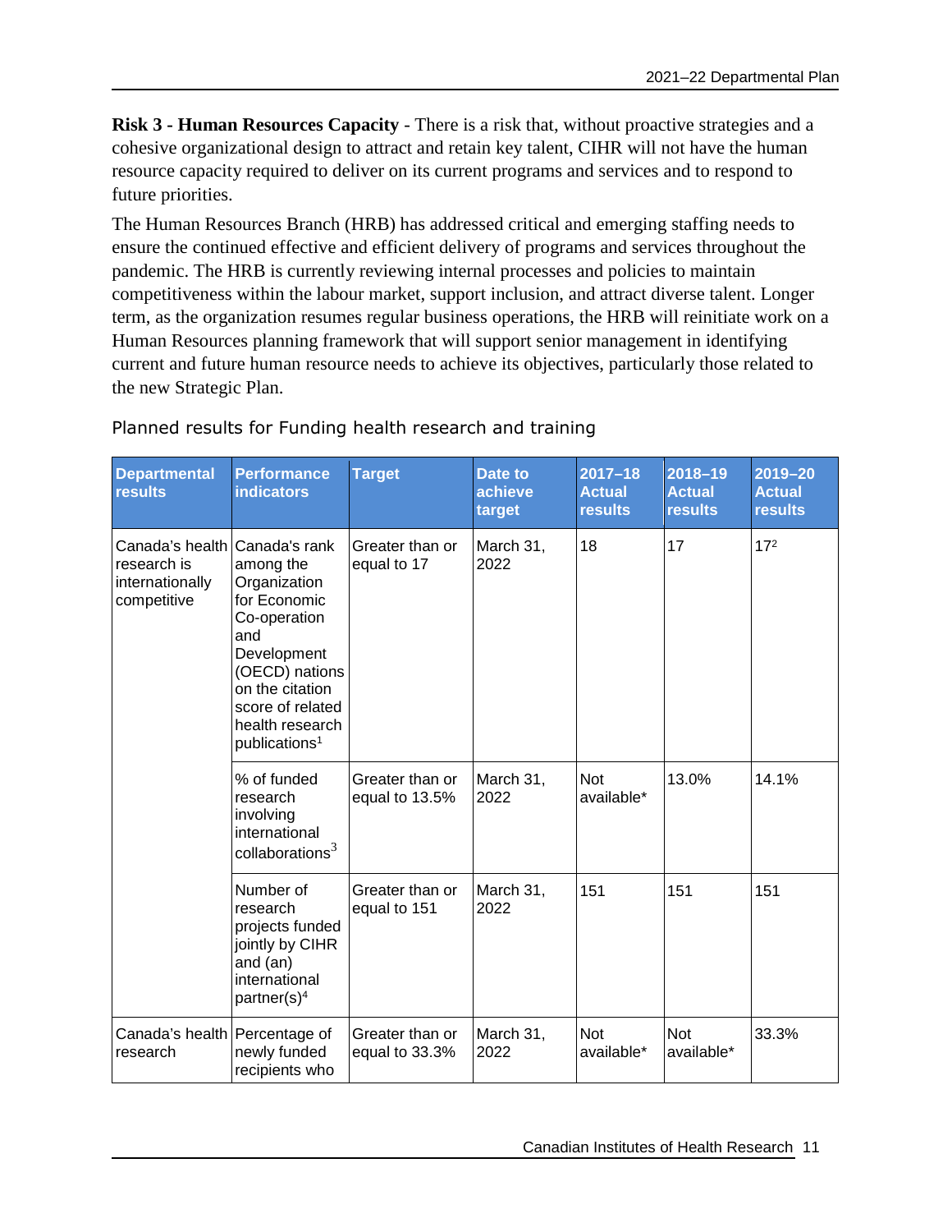**Risk 3 - Human Resources Capacity** - There is a risk that, without proactive strategies and a cohesive organizational design to attract and retain key talent, CIHR will not have the human resource capacity required to deliver on its current programs and services and to respond to future priorities.

The Human Resources Branch (HRB) has addressed critical and emerging staffing needs to ensure the continued effective and efficient delivery of programs and services throughout the pandemic. The HRB is currently reviewing internal processes and policies to maintain competitiveness within the labour market, support inclusion, and attract diverse talent. Longer term, as the organization resumes regular business operations, the HRB will reinitiate work on a Human Resources planning framework that will support senior management in identifying current and future human resource needs to achieve its objectives, particularly those related to the new Strategic Plan.

## Planned results for Funding health research and training

| Departmental results | Performance indicators | Target | Date to achieve target | 2017–18 Actual results | 2018–19 Actual results | 2019–20 Actual results |
|---|---|---|---|---|---|---|
| Canada's health research is internationally competitive | Canada's rank among the Organization for Economic Co-operation and Development (OECD) nations on the citation score of related health research publications[1] | Greater than or equal to 17 | March 31, 2022 | 18 | 17 | 17[2] |
| | % of funded research involving international collaborations[3] | Greater than or equal to 13.5% | March 31, 2022 | Not available* | 13.0% | 14.1% |
| | Number of research projects funded jointly by CIHR and (an) international partner(s)[4] | Greater than or equal to 151 | March 31, 2022 | 151 | 151 | 151 |
| Canada's health research | Percentage of newly funded recipients who | Greater than or equal to 33.3% | March 31, 2022 | Not available* | Not available* | 33.3% |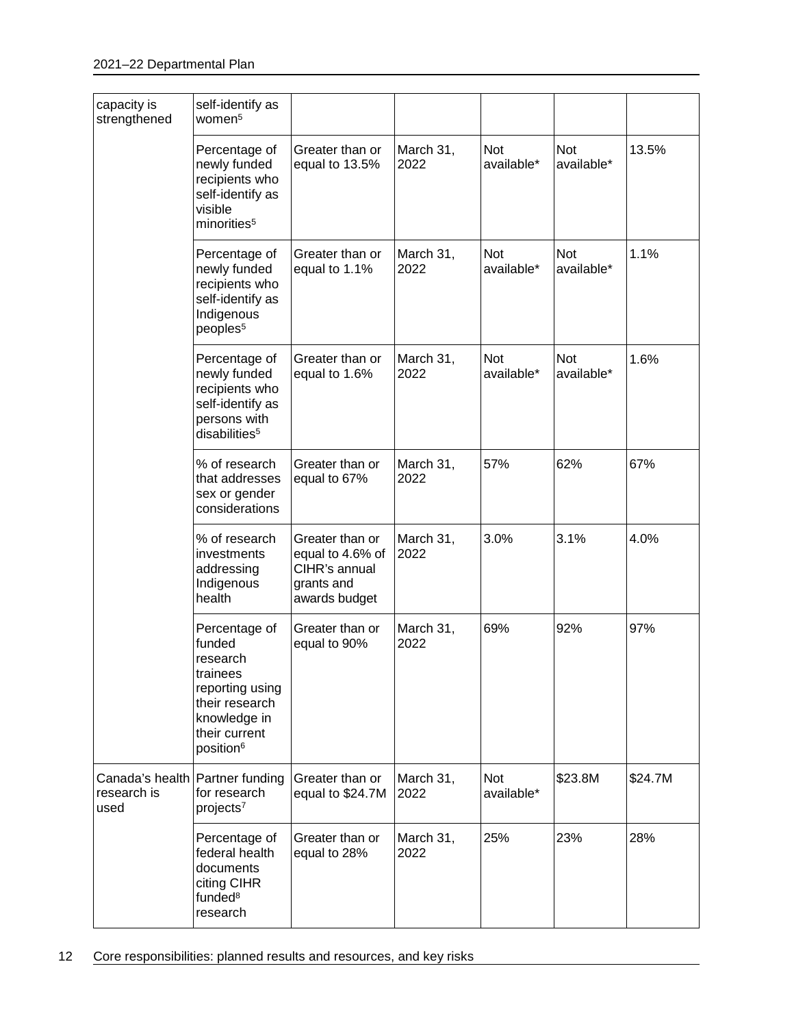| capacity is strengthened | self-identify as women[5] | | | | | |
|---|---|---|---|---|---|---|
| | Percentage of newly funded recipients who self-identify as visible minorities[5] | Greater than or equal to 13.5% | March 31, 2022 | Not available* | Not available* | 13.5% |
| | Percentage of newly funded recipients who self-identify as Indigenous peoples[5] | Greater than or equal to 1.1% | March 31, 2022 | Not available* | Not available* | 1.1% |
| | Percentage of newly funded recipients who self-identify as persons with disabilities[5] | Greater than or equal to 1.6% | March 31, 2022 | Not available* | Not available* | 1.6% |
| | % of research that addresses sex or gender considerations | Greater than or equal to 67% | March 31, 2022 | 57% | 62% | 67% |
| | % of research investments addressing Indigenous health | Greater than or equal to 4.6% of CIHR's annual grants and awards budget | March 31, 2022 | 3.0% | 3.1% | 4.0% |
| | Percentage of funded research trainees reporting using their research knowledge in their current position[6] | Greater than or equal to 90% | March 31, 2022 | 69% | 92% | 97% |
| Canada's health research is used | Partner funding for research projects[7] | Greater than or equal to $24.7M | March 31, 2022 | Not available* | $23.8M | $24.7M |
| | Percentage of federal health documents citing CIHR funded[8] research | Greater than or equal to 28% | March 31, 2022 | 25% | 23% | 28% |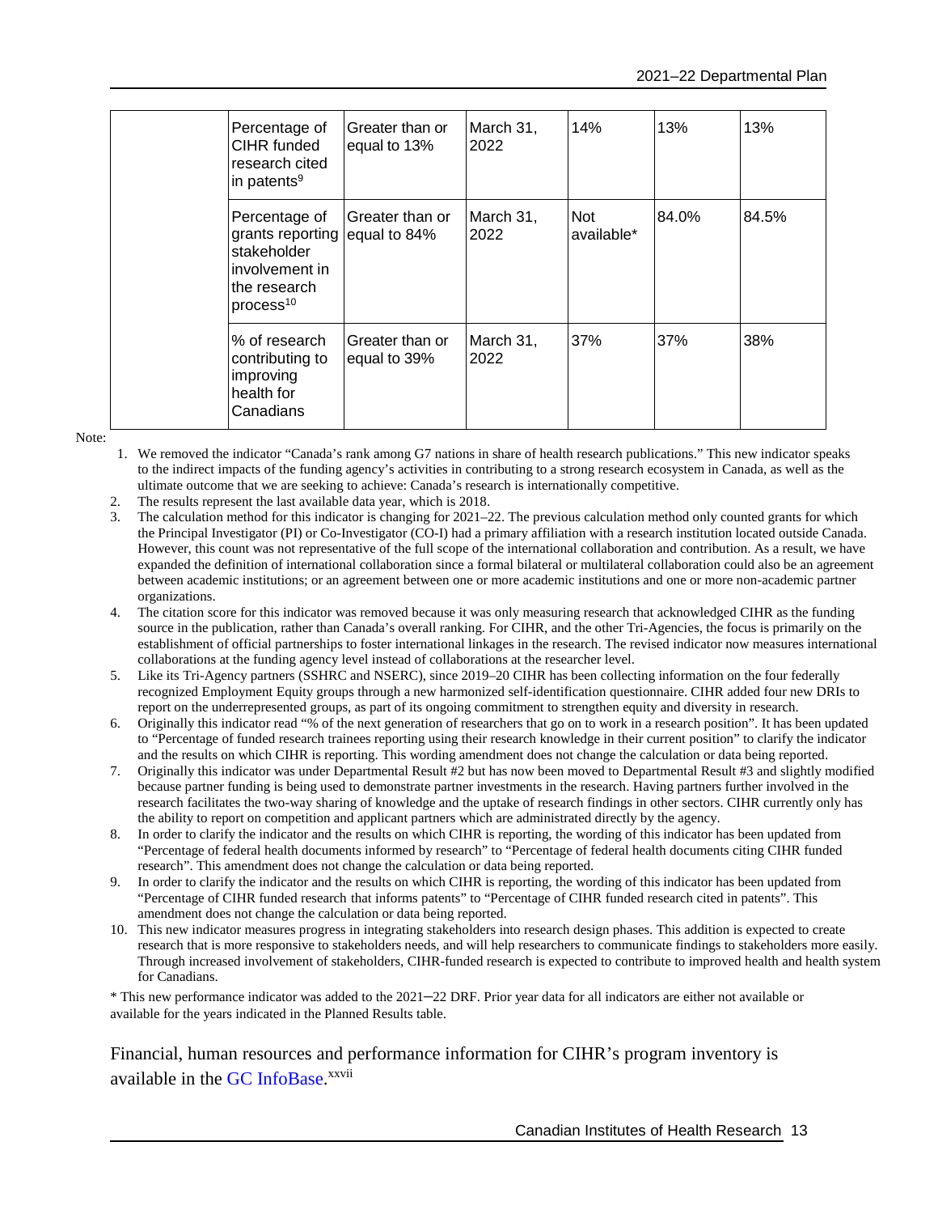| | | | | | | |
|---|---|---|---|---|---|---|
| | Percentage of CIHR funded research cited in patents[9] | Greater than or equal to 13% | March 31, 2022 | 14% | 13% | 13% |
| | Percentage of grants reporting stakeholder involvement in the research process[10] | Greater than or equal to 84% | March 31, 2022 | Not available* | 84.0% | 84.5% |
| | % of research contributing to improving health for Canadians | Greater than or equal to 39% | March 31, 2022 | 37% | 37% | 38% |

Note:

1. We removed the indicator "Canada's rank among G7 nations in share of health research publications." This new indicator speaks to the indirect impacts of the funding agency's activities in contributing to a strong research ecosystem in Canada, as well as the ultimate outcome that we are seeking to achieve: Canada's research is internationally competitive.
2. The results represent the last available data year, which is 2018.
3. The calculation method for this indicator is changing for 2021–22. The previous calculation method only counted grants for which the Principal Investigator (PI) or Co-Investigator (CO-I) had a primary affiliation with a research institution located outside Canada. However, this count was not representative of the full scope of the international collaboration and contribution. As a result, we have expanded the definition of international collaboration since a formal bilateral or multilateral collaboration could also be an agreement between academic institutions; or an agreement between one or more academic institutions and one or more non-academic partner organizations.
4. The citation score for this indicator was removed because it was only measuring research that acknowledged CIHR as the funding source in the publication, rather than Canada's overall ranking. For CIHR, and the other Tri-Agencies, the focus is primarily on the establishment of official partnerships to foster international linkages in the research. The revised indicator now measures international collaborations at the funding agency level instead of collaborations at the researcher level.
5. Like its Tri-Agency partners (SSHRC and NSERC), since 2019–20 CIHR has been collecting information on the four federally recognized Employment Equity groups through a new harmonized self-identification questionnaire. CIHR added four new DRIs to report on the underrepresented groups, as part of its ongoing commitment to strengthen equity and diversity in research.
6. Originally this indicator read "% of the next generation of researchers that go on to work in a research position". It has been updated to "Percentage of funded research trainees reporting using their research knowledge in their current position" to clarify the indicator and the results on which CIHR is reporting. This wording amendment does not change the calculation or data being reported.
7. Originally this indicator was under Departmental Result #2 but has now been moved to Departmental Result #3 and slightly modified because partner funding is being used to demonstrate partner investments in the research. Having partners further involved in the research facilitates the two-way sharing of knowledge and the uptake of research findings in other sectors. CIHR currently only has the ability to report on competition and applicant partners which are administrated directly by the agency.
8. In order to clarify the indicator and the results on which CIHR is reporting, the wording of this indicator has been updated from "Percentage of federal health documents informed by research" to "Percentage of federal health documents citing CIHR funded research". This amendment does not change the calculation or data being reported.
9. In order to clarify the indicator and the results on which CIHR is reporting, the wording of this indicator has been updated from "Percentage of CIHR funded research that informs patents" to "Percentage of CIHR funded research cited in patents". This amendment does not change the calculation or data being reported.
10. This new indicator measures progress in integrating stakeholders into research design phases. This addition is expected to create research that is more responsive to stakeholders needs, and will help researchers to communicate findings to stakeholders more easily. Through increased involvement of stakeholders, CIHR-funded research is expected to contribute to improved health and health system for Canadians.

\* This new performance indicator was added to the 2021–22 DRF. Prior year data for all indicators are either not available or available for the years indicated in the Planned Results table.

Financial, human resources and performance information for CIHR's program inventory is available in the GC InfoBase.[xxvii]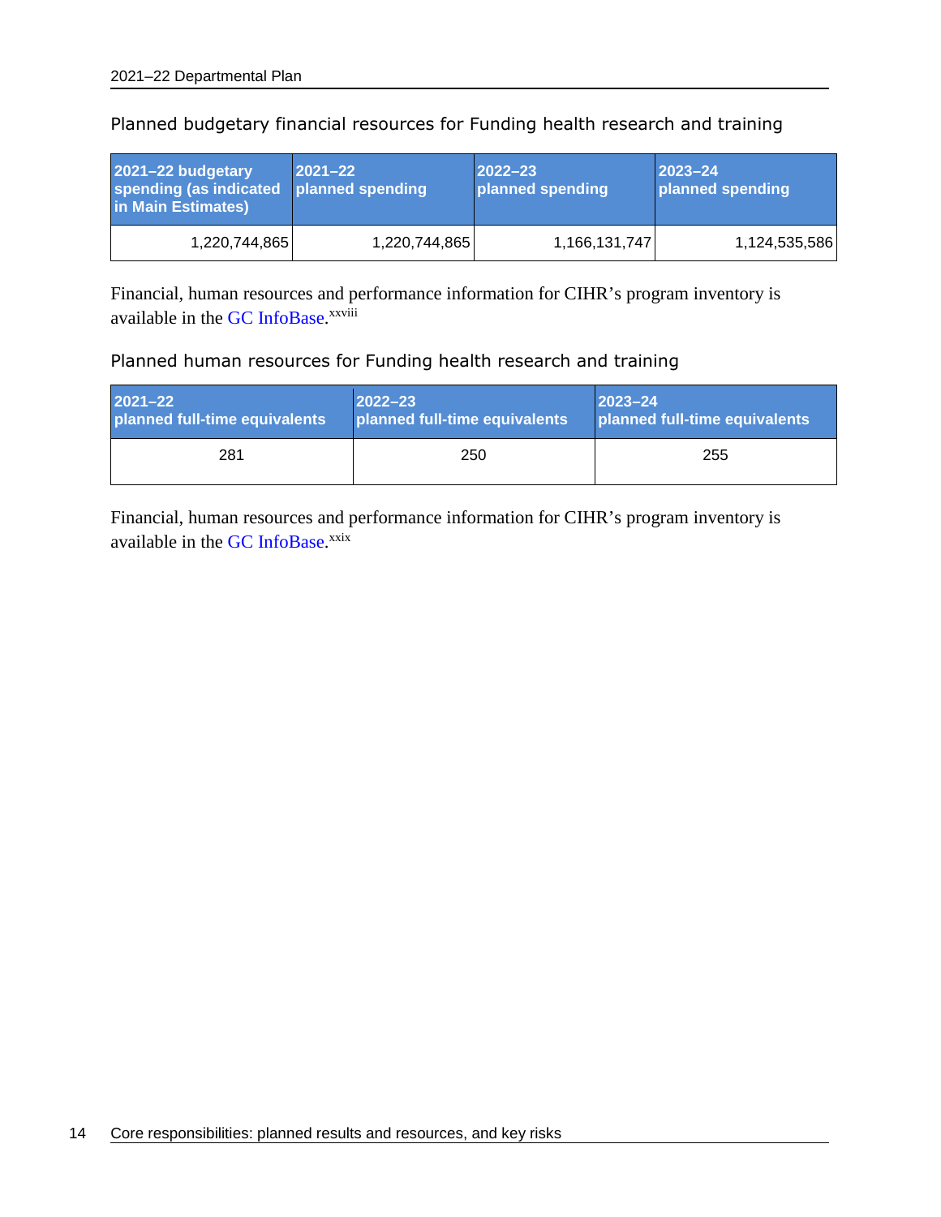### Planned budgetary financial resources for Funding health research and training

| 2021–22 budgetary spending (as indicated in Main Estimates) | 2021–22 planned spending | 2022–23 planned spending | 2023–24 planned spending |
|---|---|---|---|
| 1,220,744,865 | 1,220,744,865 | 1,166,131,747 | 1,124,535,586 |

Financial, human resources and performance information for CIHR's program inventory is available in the GC InfoBase.[xxviii]

### Planned human resources for Funding health research and training

| 2021–22 planned full-time equivalents | 2022–23 planned full-time equivalents | 2023–24 planned full-time equivalents |
|---|---|---|
| 281 | 250 | 255 |

Financial, human resources and performance information for CIHR's program inventory is available in the GC InfoBase.[xxix]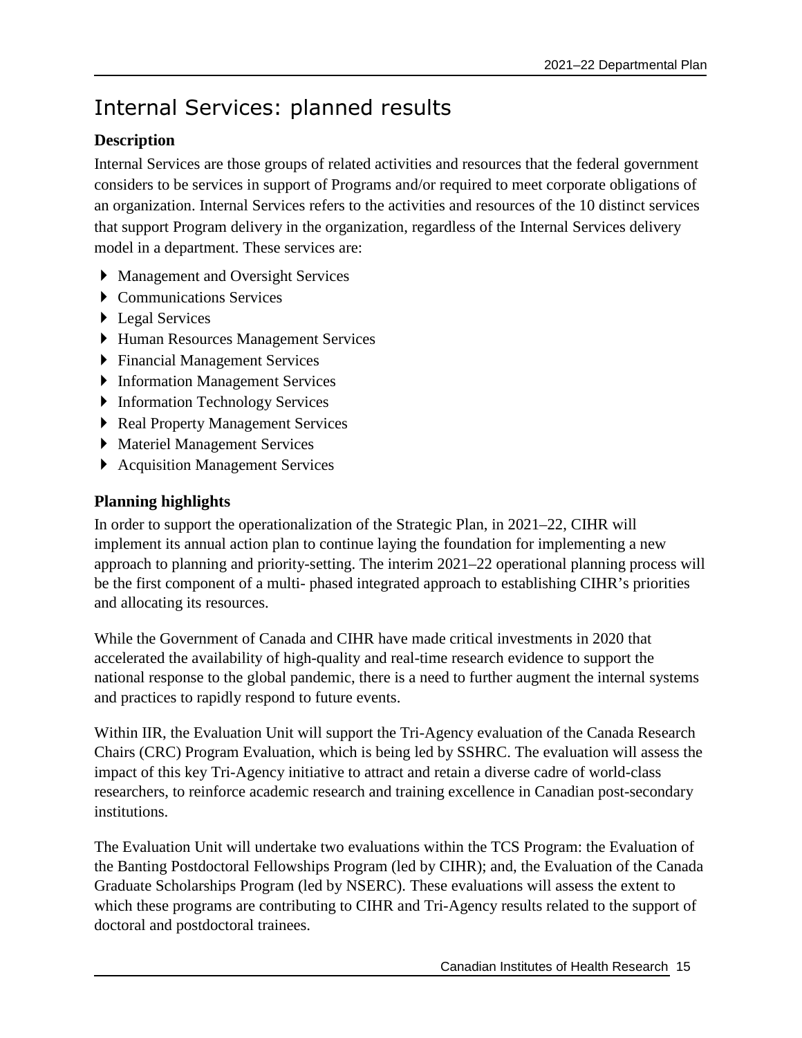# Internal Services: planned results

**Description**

Internal Services are those groups of related activities and resources that the federal government considers to be services in support of Programs and/or required to meet corporate obligations of an organization. Internal Services refers to the activities and resources of the 10 distinct services that support Program delivery in the organization, regardless of the Internal Services delivery model in a department. These services are:

- Management and Oversight Services
- Communications Services
- Legal Services
- Human Resources Management Services
- Financial Management Services
- Information Management Services
- Information Technology Services
- Real Property Management Services
- Materiel Management Services
- Acquisition Management Services

**Planning highlights**

In order to support the operationalization of the Strategic Plan, in 2021–22, CIHR will implement its annual action plan to continue laying the foundation for implementing a new approach to planning and priority-setting. The interim 2021–22 operational planning process will be the first component of a multi- phased integrated approach to establishing CIHR's priorities and allocating its resources.

While the Government of Canada and CIHR have made critical investments in 2020 that accelerated the availability of high-quality and real-time research evidence to support the national response to the global pandemic, there is a need to further augment the internal systems and practices to rapidly respond to future events.

Within IIR, the Evaluation Unit will support the Tri-Agency evaluation of the Canada Research Chairs (CRC) Program Evaluation, which is being led by SSHRC. The evaluation will assess the impact of this key Tri-Agency initiative to attract and retain a diverse cadre of world-class researchers, to reinforce academic research and training excellence in Canadian post-secondary institutions.

The Evaluation Unit will undertake two evaluations within the TCS Program: the Evaluation of the Banting Postdoctoral Fellowships Program (led by CIHR); and, the Evaluation of the Canada Graduate Scholarships Program (led by NSERC). These evaluations will assess the extent to which these programs are contributing to CIHR and Tri-Agency results related to the support of doctoral and postdoctoral trainees.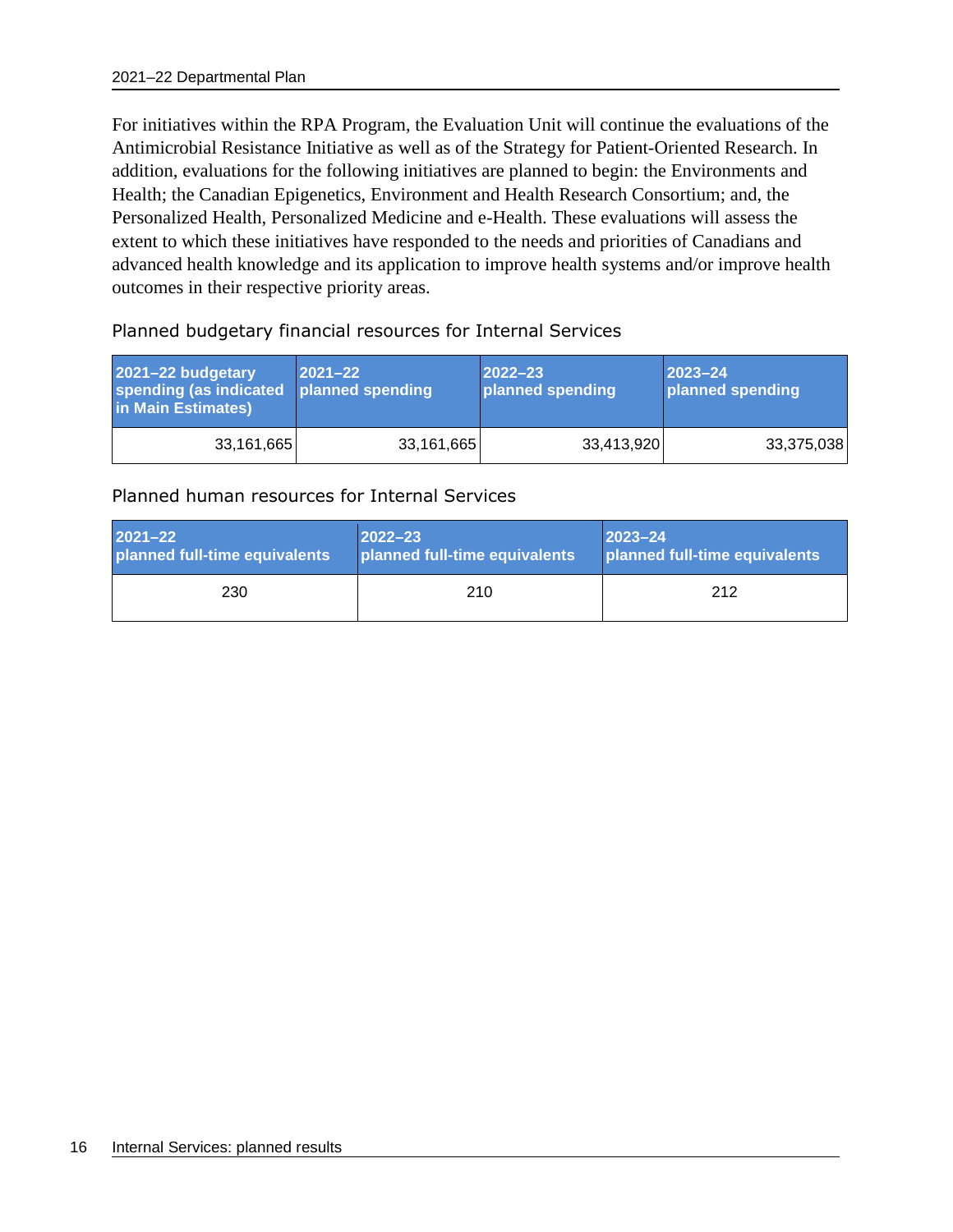For initiatives within the RPA Program, the Evaluation Unit will continue the evaluations of the Antimicrobial Resistance Initiative as well as of the Strategy for Patient-Oriented Research. In addition, evaluations for the following initiatives are planned to begin: the Environments and Health; the Canadian Epigenetics, Environment and Health Research Consortium; and, the Personalized Health, Personalized Medicine and e-Health. These evaluations will assess the extent to which these initiatives have responded to the needs and priorities of Canadians and advanced health knowledge and its application to improve health systems and/or improve health outcomes in their respective priority areas.

### Planned budgetary financial resources for Internal Services

| 2021–22 budgetary spending (as indicated in Main Estimates) | 2021–22 planned spending | 2022–23 planned spending | 2023–24 planned spending |
| --- | --- | --- | --- |
| 33,161,665 | 33,161,665 | 33,413,920 | 33,375,038 |

### Planned human resources for Internal Services

| 2021–22 planned full-time equivalents | 2022–23 planned full-time equivalents | 2023–24 planned full-time equivalents |
| --- | --- | --- |
| 230 | 210 | 212 |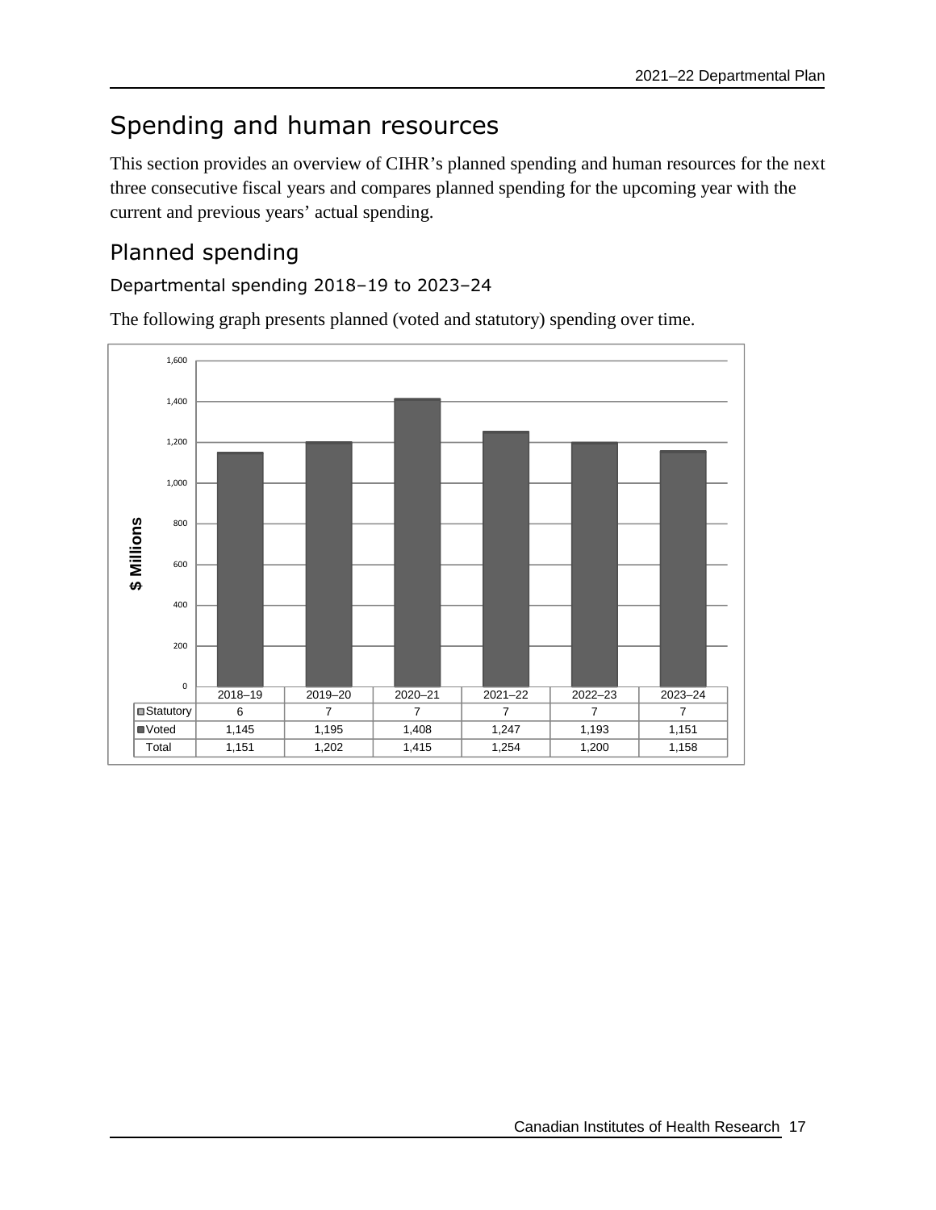## Spending and human resources

This section provides an overview of CIHR's planned spending and human resources for the next three consecutive fiscal years and compares planned spending for the upcoming year with the current and previous years' actual spending.

### Planned spending

#### Departmental spending 2018–19 to 2023–24

The following graph presents planned (voted and statutory) spending over time.

| $ Millions | 2018–19 | 2019–20 | 2020–21 | 2021–22 | 2022–23 | 2023–24 |
|---|---|---|---|---|---|---|
| Statutory | 6 | 7 | 7 | 7 | 7 | 7 |
| Voted | 1,145 | 1,195 | 1,408 | 1,247 | 1,193 | 1,151 |
| Total | 1,151 | 1,202 | 1,415 | 1,254 | 1,200 | 1,158 |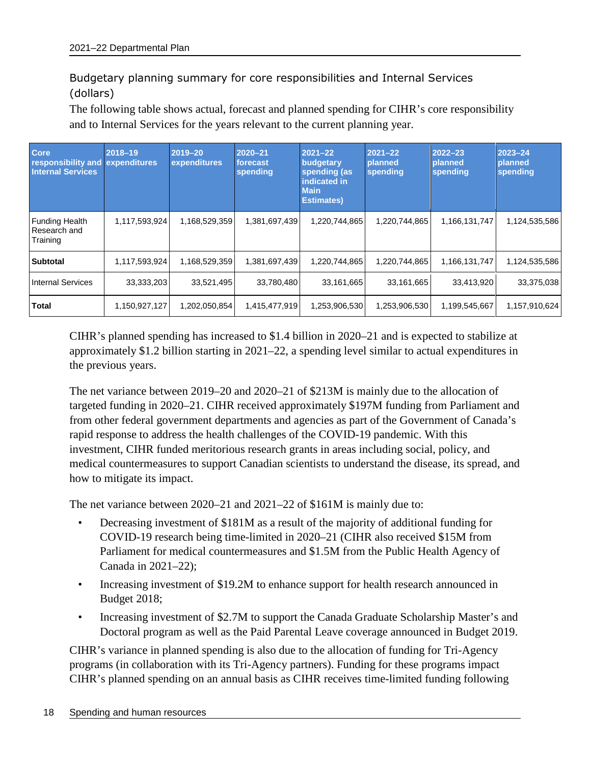## Budgetary planning summary for core responsibilities and Internal Services (dollars)

The following table shows actual, forecast and planned spending for CIHR's core responsibility and to Internal Services for the years relevant to the current planning year.

| Core responsibility and Internal Services | 2018–19 expenditures | 2019–20 expenditures | 2020–21 forecast spending | 2021–22 budgetary spending (as indicated in Main Estimates) | 2021–22 planned spending | 2022–23 planned spending | 2023–24 planned spending |
|---|---|---|---|---|---|---|---|
| Funding Health Research and Training | 1,117,593,924 | 1,168,529,359 | 1,381,697,439 | 1,220,744,865 | 1,220,744,865 | 1,166,131,747 | 1,124,535,586 |
| **Subtotal** | 1,117,593,924 | 1,168,529,359 | 1,381,697,439 | 1,220,744,865 | 1,220,744,865 | 1,166,131,747 | 1,124,535,586 |
| Internal Services | 33,333,203 | 33,521,495 | 33,780,480 | 33,161,665 | 33,161,665 | 33,413,920 | 33,375,038 |
| **Total** | 1,150,927,127 | 1,202,050,854 | 1,415,477,919 | 1,253,906,530 | 1,253,906,530 | 1,199,545,667 | 1,157,910,624 |

CIHR's planned spending has increased to $1.4 billion in 2020–21 and is expected to stabilize at approximately $1.2 billion starting in 2021–22, a spending level similar to actual expenditures in the previous years.

The net variance between 2019–20 and 2020–21 of $213M is mainly due to the allocation of targeted funding in 2020–21. CIHR received approximately $197M funding from Parliament and from other federal government departments and agencies as part of the Government of Canada's rapid response to address the health challenges of the COVID-19 pandemic. With this investment, CIHR funded meritorious research grants in areas including social, policy, and medical countermeasures to support Canadian scientists to understand the disease, its spread, and how to mitigate its impact.

The net variance between 2020–21 and 2021–22 of $161M is mainly due to:

- Decreasing investment of $181M as a result of the majority of additional funding for COVID-19 research being time-limited in 2020–21 (CIHR also received $15M from Parliament for medical countermeasures and $1.5M from the Public Health Agency of Canada in 2021–22);
- Increasing investment of $19.2M to enhance support for health research announced in Budget 2018;
- Increasing investment of $2.7M to support the Canada Graduate Scholarship Master's and Doctoral program as well as the Paid Parental Leave coverage announced in Budget 2019.

CIHR's variance in planned spending is also due to the allocation of funding for Tri-Agency programs (in collaboration with its Tri-Agency partners). Funding for these programs impact CIHR's planned spending on an annual basis as CIHR receives time-limited funding following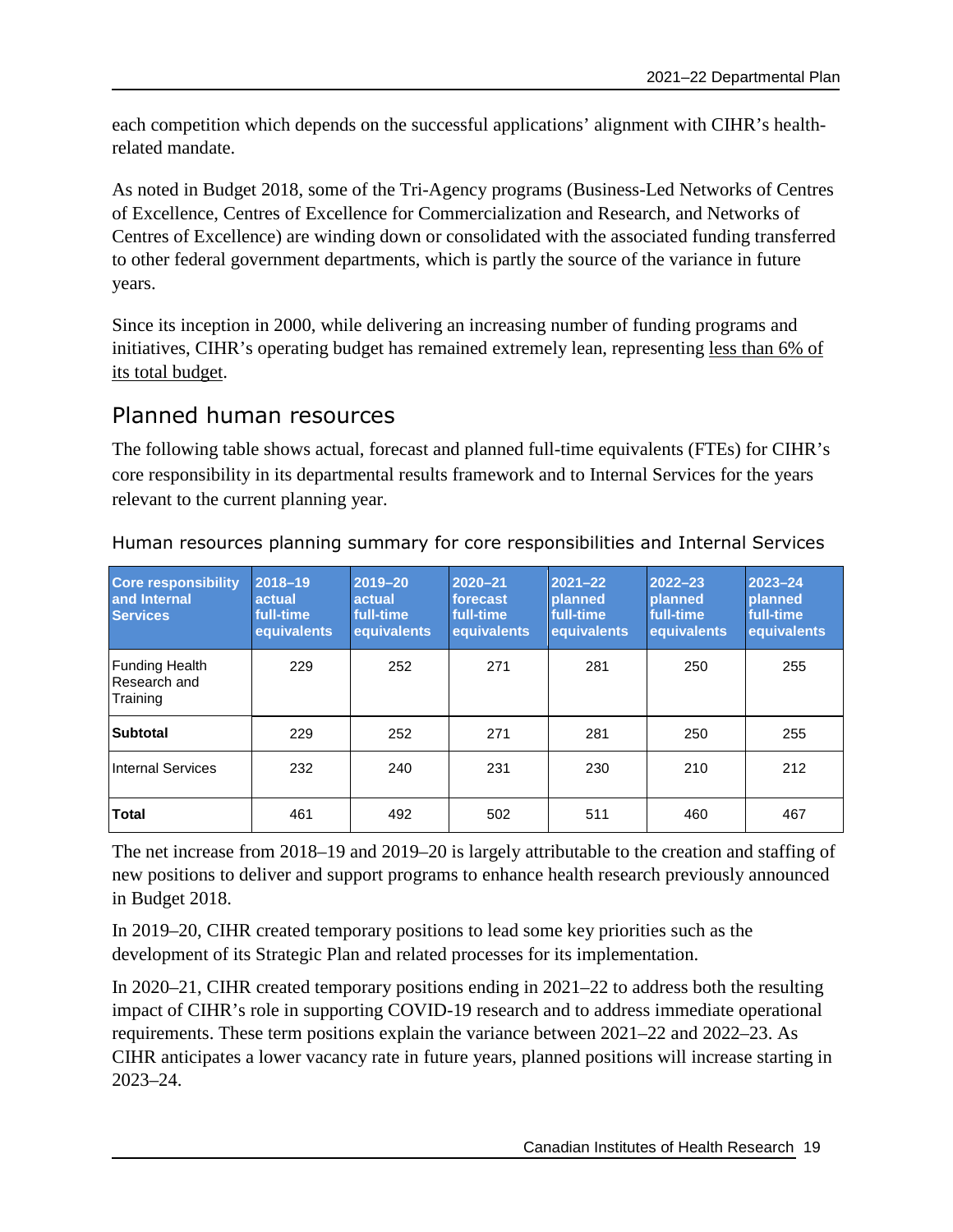each competition which depends on the successful applications' alignment with CIHR's health-related mandate.

As noted in Budget 2018, some of the Tri-Agency programs (Business-Led Networks of Centres of Excellence, Centres of Excellence for Commercialization and Research, and Networks of Centres of Excellence) are winding down or consolidated with the associated funding transferred to other federal government departments, which is partly the source of the variance in future years.

Since its inception in 2000, while delivering an increasing number of funding programs and initiatives, CIHR's operating budget has remained extremely lean, representing less than 6% of its total budget.

## Planned human resources

The following table shows actual, forecast and planned full-time equivalents (FTEs) for CIHR's core responsibility in its departmental results framework and to Internal Services for the years relevant to the current planning year.

Human resources planning summary for core responsibilities and Internal Services

| Core responsibility and Internal Services | 2018–19 actual full-time equivalents | 2019–20 actual full-time equivalents | 2020–21 forecast full-time equivalents | 2021–22 planned full-time equivalents | 2022–23 planned full-time equivalents | 2023–24 planned full-time equivalents |
|---|---|---|---|---|---|---|
| Funding Health Research and Training | 229 | 252 | 271 | 281 | 250 | 255 |
| **Subtotal** | 229 | 252 | 271 | 281 | 250 | 255 |
| Internal Services | 232 | 240 | 231 | 230 | 210 | 212 |
| **Total** | 461 | 492 | 502 | 511 | 460 | 467 |

The net increase from 2018–19 and 2019–20 is largely attributable to the creation and staffing of new positions to deliver and support programs to enhance health research previously announced in Budget 2018.

In 2019–20, CIHR created temporary positions to lead some key priorities such as the development of its Strategic Plan and related processes for its implementation.

In 2020–21, CIHR created temporary positions ending in 2021–22 to address both the resulting impact of CIHR's role in supporting COVID-19 research and to address immediate operational requirements. These term positions explain the variance between 2021–22 and 2022–23. As CIHR anticipates a lower vacancy rate in future years, planned positions will increase starting in 2023–24.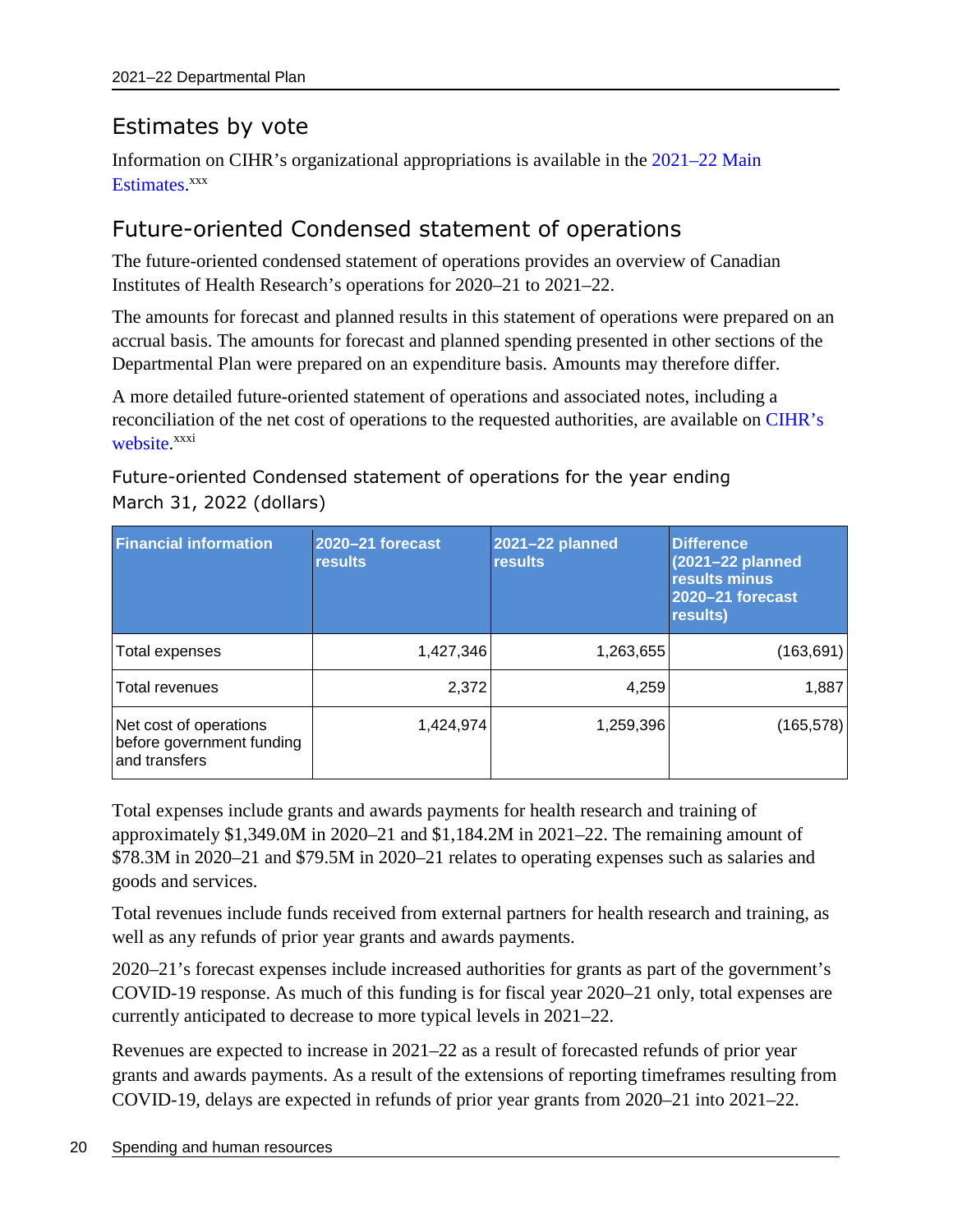## Estimates by vote

Information on CIHR's organizational appropriations is available in the 2021–22 Main Estimates.[xxx]

## Future-oriented Condensed statement of operations

The future-oriented condensed statement of operations provides an overview of Canadian Institutes of Health Research's operations for 2020–21 to 2021–22.

The amounts for forecast and planned results in this statement of operations were prepared on an accrual basis. The amounts for forecast and planned spending presented in other sections of the Departmental Plan were prepared on an expenditure basis. Amounts may therefore differ.

A more detailed future-oriented statement of operations and associated notes, including a reconciliation of the net cost of operations to the requested authorities, are available on CIHR's website.[xxxi]

### Future-oriented Condensed statement of operations for the year ending March 31, 2022 (dollars)

| Financial information | 2020–21 forecast results | 2021–22 planned results | Difference (2021–22 planned results minus 2020–21 forecast results) |
|---|---|---|---|
| Total expenses | 1,427,346 | 1,263,655 | (163,691) |
| Total revenues | 2,372 | 4,259 | 1,887 |
| Net cost of operations before government funding and transfers | 1,424,974 | 1,259,396 | (165,578) |

Total expenses include grants and awards payments for health research and training of approximately $1,349.0M in 2020–21 and $1,184.2M in 2021–22. The remaining amount of $78.3M in 2020–21 and $79.5M in 2020–21 relates to operating expenses such as salaries and goods and services.

Total revenues include funds received from external partners for health research and training, as well as any refunds of prior year grants and awards payments.

2020–21's forecast expenses include increased authorities for grants as part of the government's COVID-19 response. As much of this funding is for fiscal year 2020–21 only, total expenses are currently anticipated to decrease to more typical levels in 2021–22.

Revenues are expected to increase in 2021–22 as a result of forecasted refunds of prior year grants and awards payments. As a result of the extensions of reporting timeframes resulting from COVID-19, delays are expected in refunds of prior year grants from 2020–21 into 2021–22.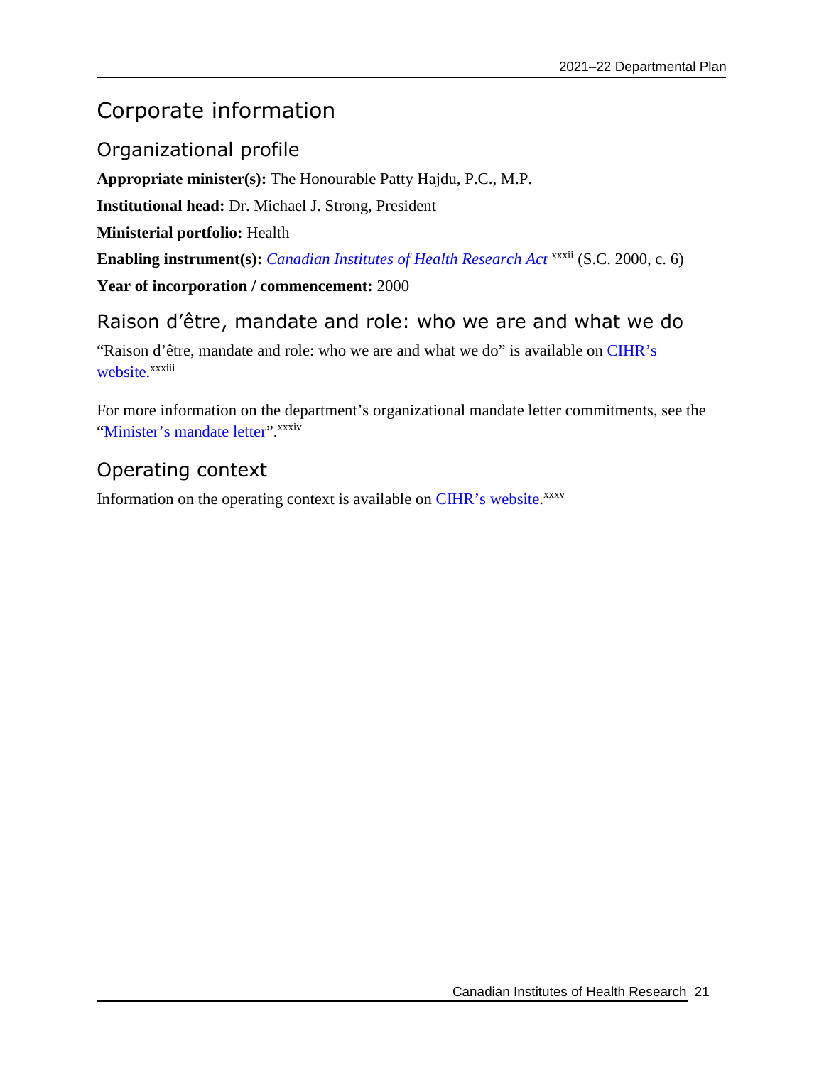# Corporate information

## Organizational profile

**Appropriate minister(s):** The Honourable Patty Hajdu, P.C., M.P.

**Institutional head:** Dr. Michael J. Strong, President

**Ministerial portfolio:** Health

**Enabling instrument(s):** *Canadian Institutes of Health Research Act* [xxxii] (S.C. 2000, c. 6)

**Year of incorporation / commencement:** 2000

## Raison d'être, mandate and role: who we are and what we do

"Raison d'être, mandate and role: who we are and what we do" is available on CIHR's website.[xxxiii]

For more information on the department's organizational mandate letter commitments, see the "Minister's mandate letter".[xxxiv]

## Operating context

Information on the operating context is available on CIHR's website.[xxxv]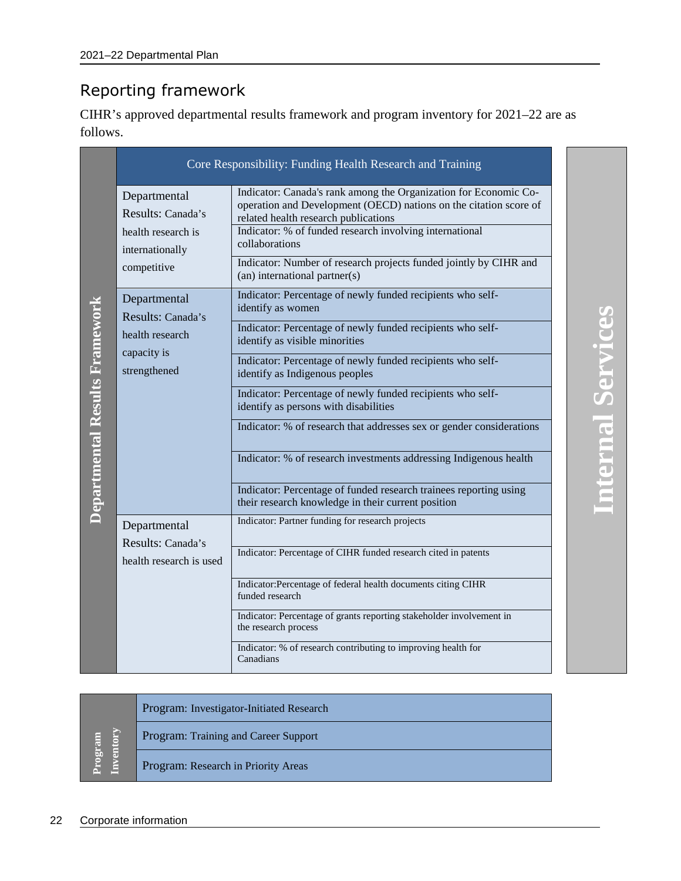## Reporting framework

CIHR's approved departmental results framework and program inventory for 2021–22 are as follows.

**Departmental Results Framework**

| Core Responsibility: Funding Health Research and Training | |
|---|---|
| Departmental Results: Canada's health research is internationally competitive | Indicator: Canada's rank among the Organization for Economic Co-operation and Development (OECD) nations on the citation score of related health research publications |
| | Indicator: % of funded research involving international collaborations |
| | Indicator: Number of research projects funded jointly by CIHR and (an) international partner(s) |
| Departmental Results: Canada's health research capacity is strengthened | Indicator: Percentage of newly funded recipients who self-identify as women |
| | Indicator: Percentage of newly funded recipients who self-identify as visible minorities |
| | Indicator: Percentage of newly funded recipients who self-identify as Indigenous peoples |
| | Indicator: Percentage of newly funded recipients who self-identify as persons with disabilities |
| | Indicator: % of research that addresses sex or gender considerations |
| | Indicator: % of research investments addressing Indigenous health |
| | Indicator: Percentage of funded research trainees reporting using their research knowledge in their current position |
| Departmental Results: Canada's health research is used | Indicator: Partner funding for research projects |
| | Indicator: Percentage of CIHR funded research cited in patents |
| | Indicator:Percentage of federal health documents citing CIHR funded research |
| | Indicator: Percentage of grants reporting stakeholder involvement in the research process |
| | Indicator: % of research contributing to improving health for Canadians |

**Internal Services**

**Program Inventory**

| Program Inventory |
|---|
| Program: Investigator-Initiated Research |
| Program: Training and Career Support |
| Program: Research in Priority Areas |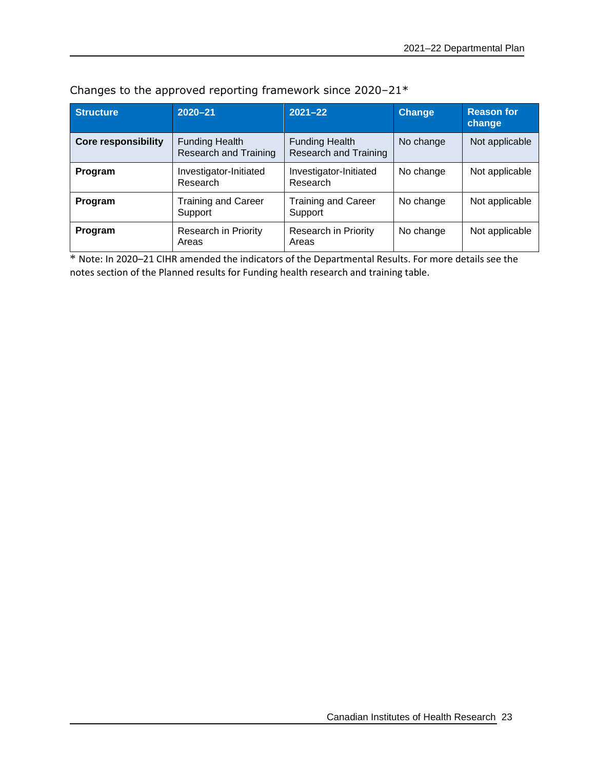Changes to the approved reporting framework since 2020–21*

| Structure | 2020–21 | 2021–22 | Change | Reason for change |
|---|---|---|---|---|
| **Core responsibility** | Funding Health Research and Training | Funding Health Research and Training | No change | Not applicable |
| **Program** | Investigator-Initiated Research | Investigator-Initiated Research | No change | Not applicable |
| **Program** | Training and Career Support | Training and Career Support | No change | Not applicable |
| **Program** | Research in Priority Areas | Research in Priority Areas | No change | Not applicable |

* Note: In 2020–21 CIHR amended the indicators of the Departmental Results. For more details see the notes section of the Planned results for Funding health research and training table.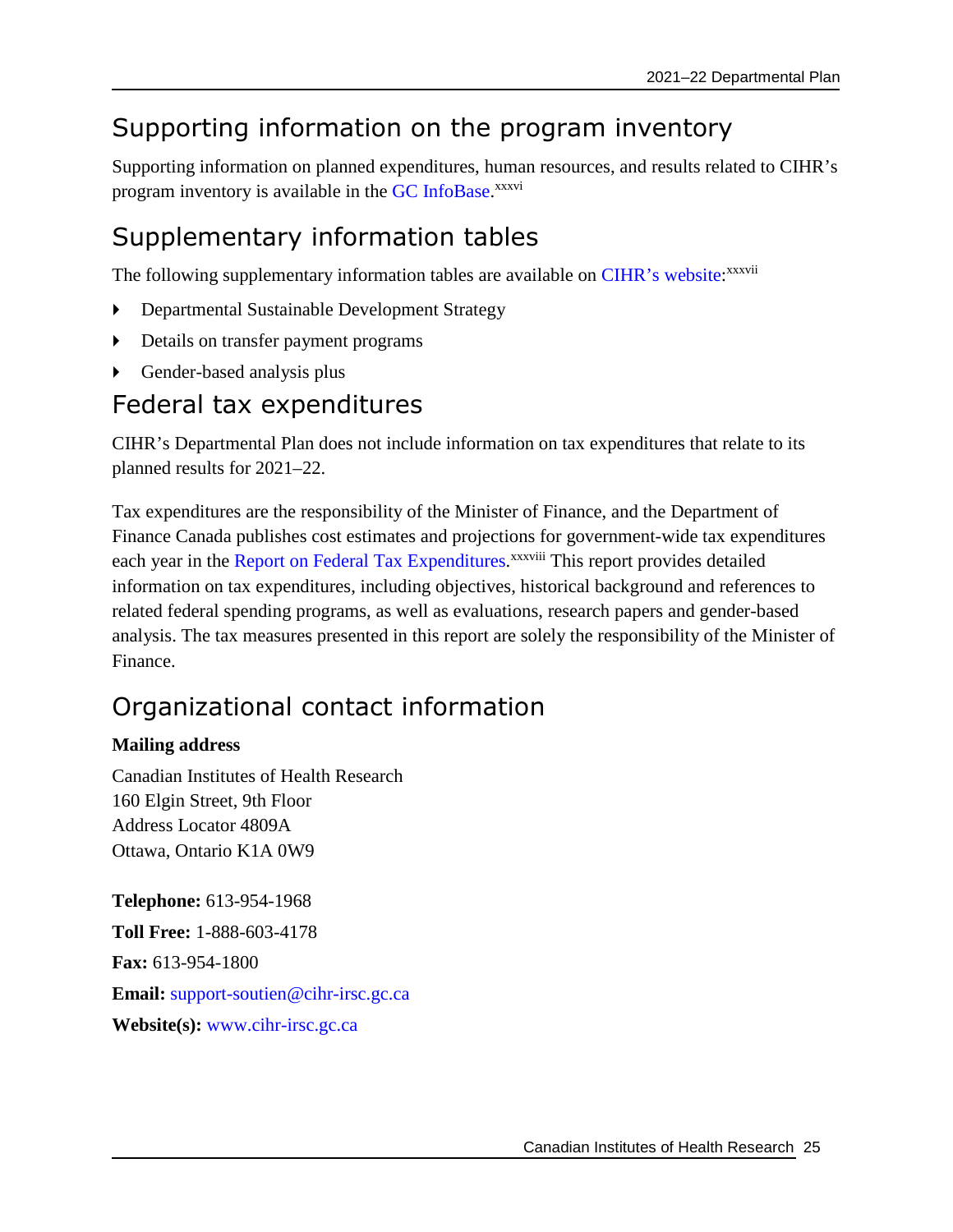## Supporting information on the program inventory

Supporting information on planned expenditures, human resources, and results related to CIHR's program inventory is available in the GC InfoBase.[xxxvi]

## Supplementary information tables

The following supplementary information tables are available on CIHR's website:[xxxvii]

- Departmental Sustainable Development Strategy
- Details on transfer payment programs
- Gender-based analysis plus

## Federal tax expenditures

CIHR's Departmental Plan does not include information on tax expenditures that relate to its planned results for 2021–22.

Tax expenditures are the responsibility of the Minister of Finance, and the Department of Finance Canada publishes cost estimates and projections for government-wide tax expenditures each year in the Report on Federal Tax Expenditures.[xxxviii] This report provides detailed information on tax expenditures, including objectives, historical background and references to related federal spending programs, as well as evaluations, research papers and gender-based analysis. The tax measures presented in this report are solely the responsibility of the Minister of Finance.

## Organizational contact information

**Mailing address**

Canadian Institutes of Health Research
160 Elgin Street, 9th Floor
Address Locator 4809A
Ottawa, Ontario K1A 0W9

**Telephone:** 613-954-1968

**Toll Free:** 1-888-603-4178

**Fax:** 613-954-1800

**Email:** support-soutien@cihr-irsc.gc.ca

**Website(s):** www.cihr-irsc.gc.ca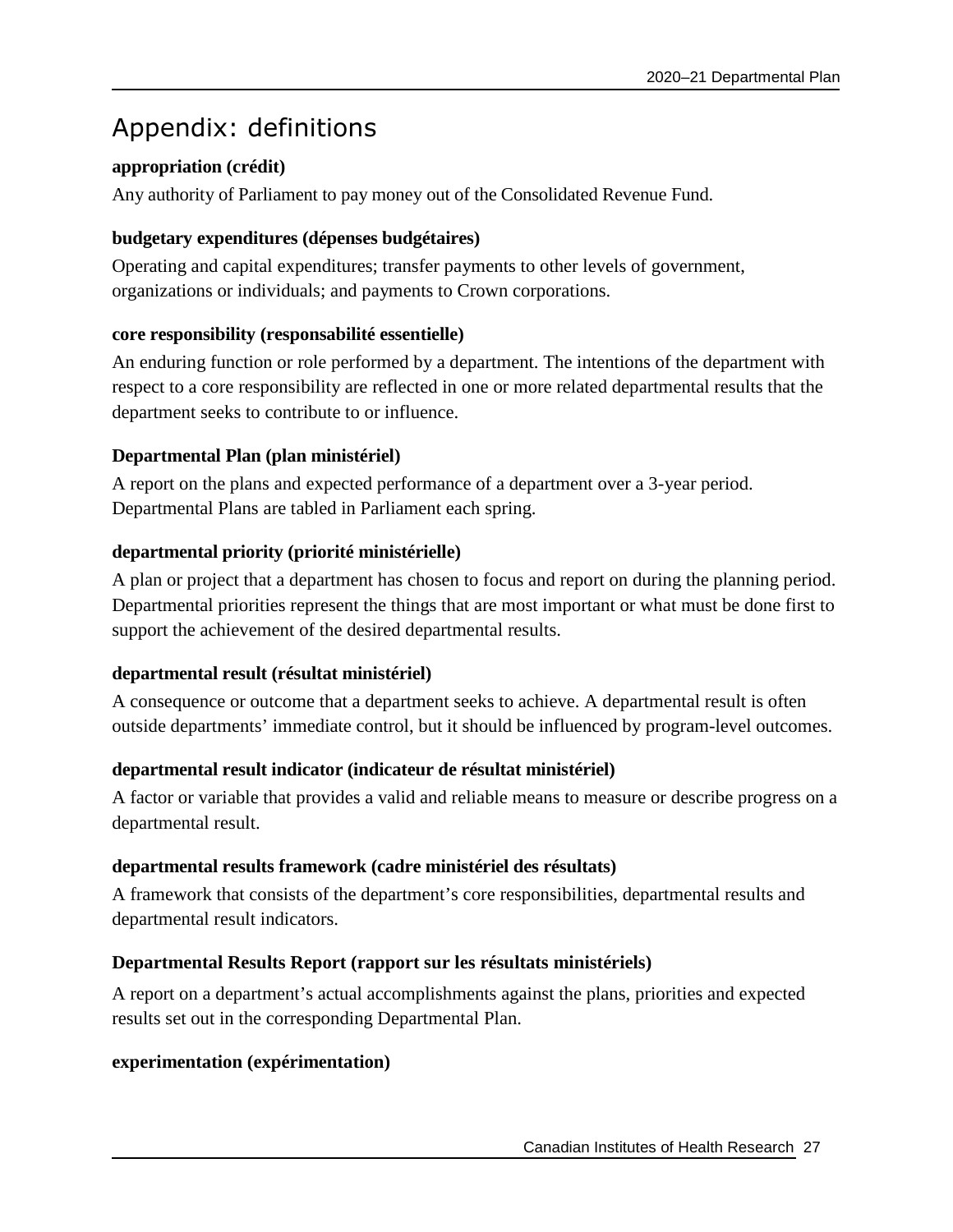# Appendix: definitions

**appropriation (crédit)**

Any authority of Parliament to pay money out of the Consolidated Revenue Fund.

**budgetary expenditures (dépenses budgétaires)**

Operating and capital expenditures; transfer payments to other levels of government, organizations or individuals; and payments to Crown corporations.

**core responsibility (responsabilité essentielle)**

An enduring function or role performed by a department. The intentions of the department with respect to a core responsibility are reflected in one or more related departmental results that the department seeks to contribute to or influence.

**Departmental Plan (plan ministériel)**

A report on the plans and expected performance of a department over a 3-year period. Departmental Plans are tabled in Parliament each spring.

**departmental priority (priorité ministérielle)**

A plan or project that a department has chosen to focus and report on during the planning period. Departmental priorities represent the things that are most important or what must be done first to support the achievement of the desired departmental results.

**departmental result (résultat ministériel)**

A consequence or outcome that a department seeks to achieve. A departmental result is often outside departments' immediate control, but it should be influenced by program-level outcomes.

**departmental result indicator (indicateur de résultat ministériel)**

A factor or variable that provides a valid and reliable means to measure or describe progress on a departmental result.

**departmental results framework (cadre ministériel des résultats)**

A framework that consists of the department's core responsibilities, departmental results and departmental result indicators.

**Departmental Results Report (rapport sur les résultats ministériels)**

A report on a department's actual accomplishments against the plans, priorities and expected results set out in the corresponding Departmental Plan.

**experimentation (expérimentation)**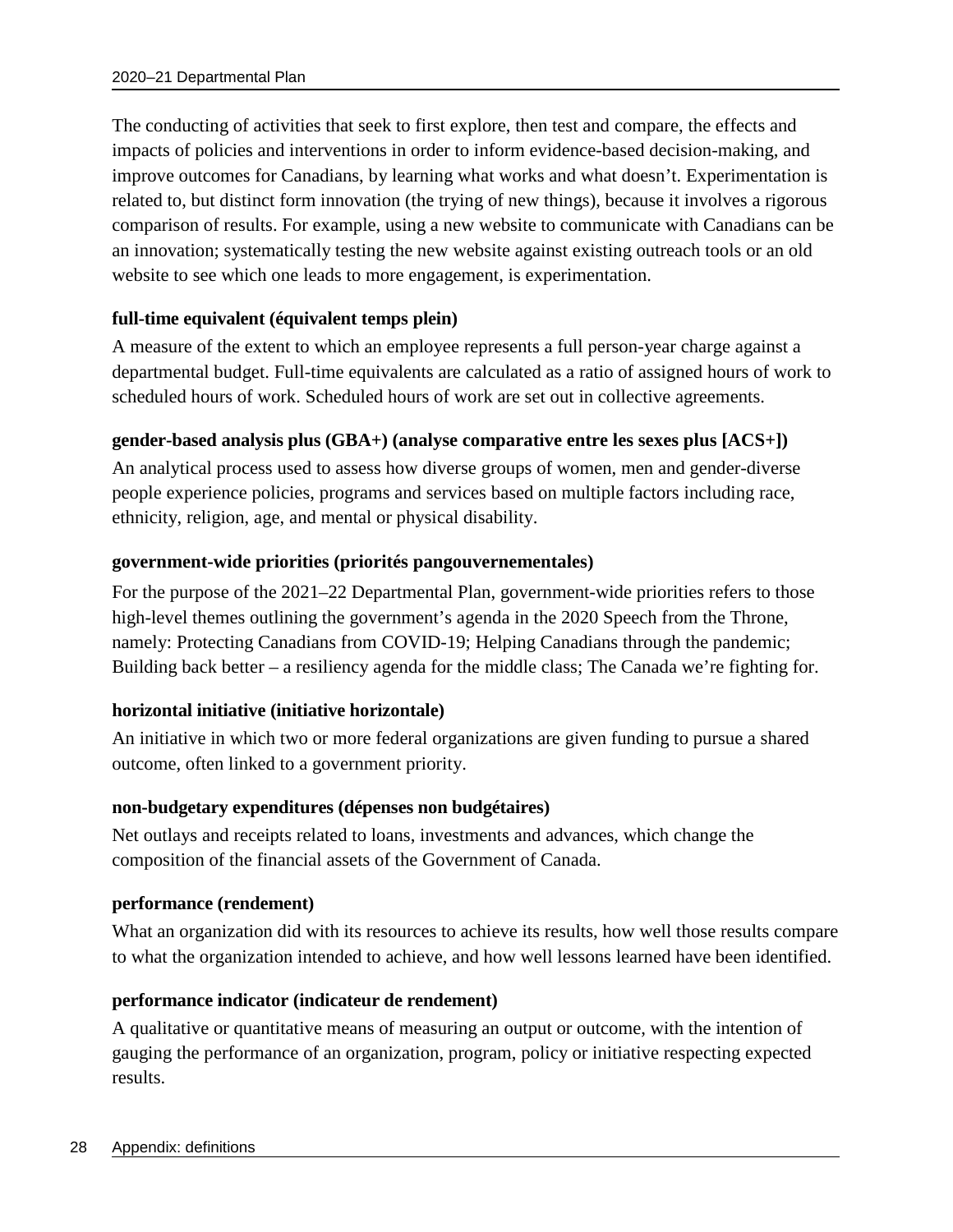The conducting of activities that seek to first explore, then test and compare, the effects and impacts of policies and interventions in order to inform evidence-based decision-making, and improve outcomes for Canadians, by learning what works and what doesn't. Experimentation is related to, but distinct form innovation (the trying of new things), because it involves a rigorous comparison of results. For example, using a new website to communicate with Canadians can be an innovation; systematically testing the new website against existing outreach tools or an old website to see which one leads to more engagement, is experimentation.

**full-time equivalent (équivalent temps plein)**

A measure of the extent to which an employee represents a full person-year charge against a departmental budget. Full-time equivalents are calculated as a ratio of assigned hours of work to scheduled hours of work. Scheduled hours of work are set out in collective agreements.

**gender-based analysis plus (GBA+) (analyse comparative entre les sexes plus [ACS+])**

An analytical process used to assess how diverse groups of women, men and gender-diverse people experience policies, programs and services based on multiple factors including race, ethnicity, religion, age, and mental or physical disability.

**government-wide priorities (priorités pangouvernementales)**

For the purpose of the 2021–22 Departmental Plan, government-wide priorities refers to those high-level themes outlining the government's agenda in the 2020 Speech from the Throne, namely: Protecting Canadians from COVID-19; Helping Canadians through the pandemic; Building back better – a resiliency agenda for the middle class; The Canada we're fighting for.

**horizontal initiative (initiative horizontale)**

An initiative in which two or more federal organizations are given funding to pursue a shared outcome, often linked to a government priority.

**non-budgetary expenditures (dépenses non budgétaires)**

Net outlays and receipts related to loans, investments and advances, which change the composition of the financial assets of the Government of Canada.

**performance (rendement)**

What an organization did with its resources to achieve its results, how well those results compare to what the organization intended to achieve, and how well lessons learned have been identified.

**performance indicator (indicateur de rendement)**

A qualitative or quantitative means of measuring an output or outcome, with the intention of gauging the performance of an organization, program, policy or initiative respecting expected results.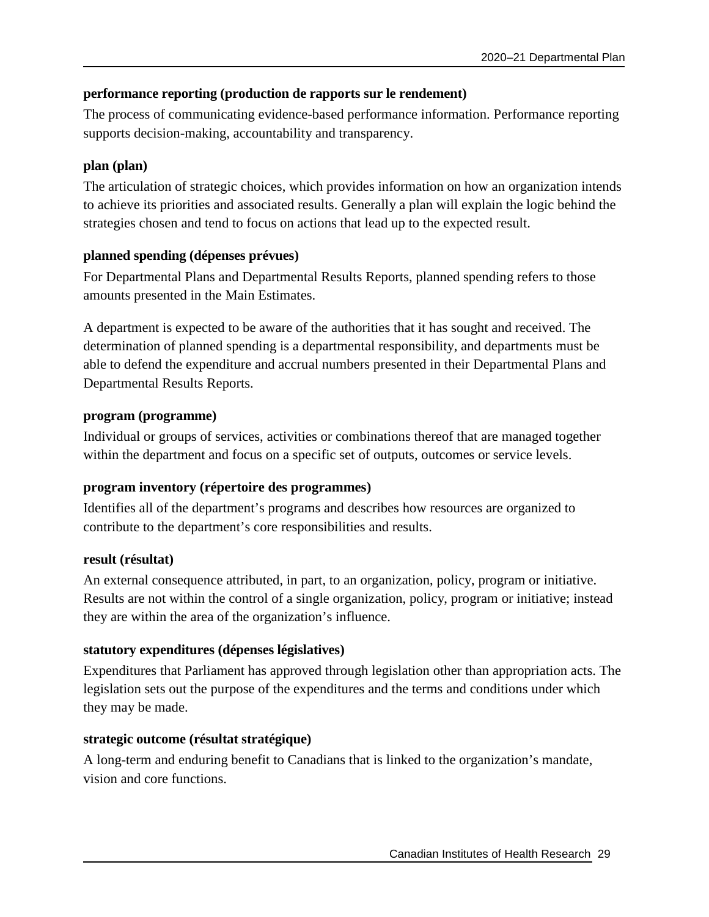**performance reporting (production de rapports sur le rendement)**

The process of communicating evidence-based performance information. Performance reporting supports decision-making, accountability and transparency.

**plan (plan)**

The articulation of strategic choices, which provides information on how an organization intends to achieve its priorities and associated results. Generally a plan will explain the logic behind the strategies chosen and tend to focus on actions that lead up to the expected result.

**planned spending (dépenses prévues)**

For Departmental Plans and Departmental Results Reports, planned spending refers to those amounts presented in the Main Estimates.

A department is expected to be aware of the authorities that it has sought and received. The determination of planned spending is a departmental responsibility, and departments must be able to defend the expenditure and accrual numbers presented in their Departmental Plans and Departmental Results Reports.

**program (programme)**

Individual or groups of services, activities or combinations thereof that are managed together within the department and focus on a specific set of outputs, outcomes or service levels.

**program inventory (répertoire des programmes)**

Identifies all of the department's programs and describes how resources are organized to contribute to the department's core responsibilities and results.

**result (résultat)**

An external consequence attributed, in part, to an organization, policy, program or initiative. Results are not within the control of a single organization, policy, program or initiative; instead they are within the area of the organization's influence.

**statutory expenditures (dépenses législatives)**

Expenditures that Parliament has approved through legislation other than appropriation acts. The legislation sets out the purpose of the expenditures and the terms and conditions under which they may be made.

**strategic outcome (résultat stratégique)**

A long-term and enduring benefit to Canadians that is linked to the organization's mandate, vision and core functions.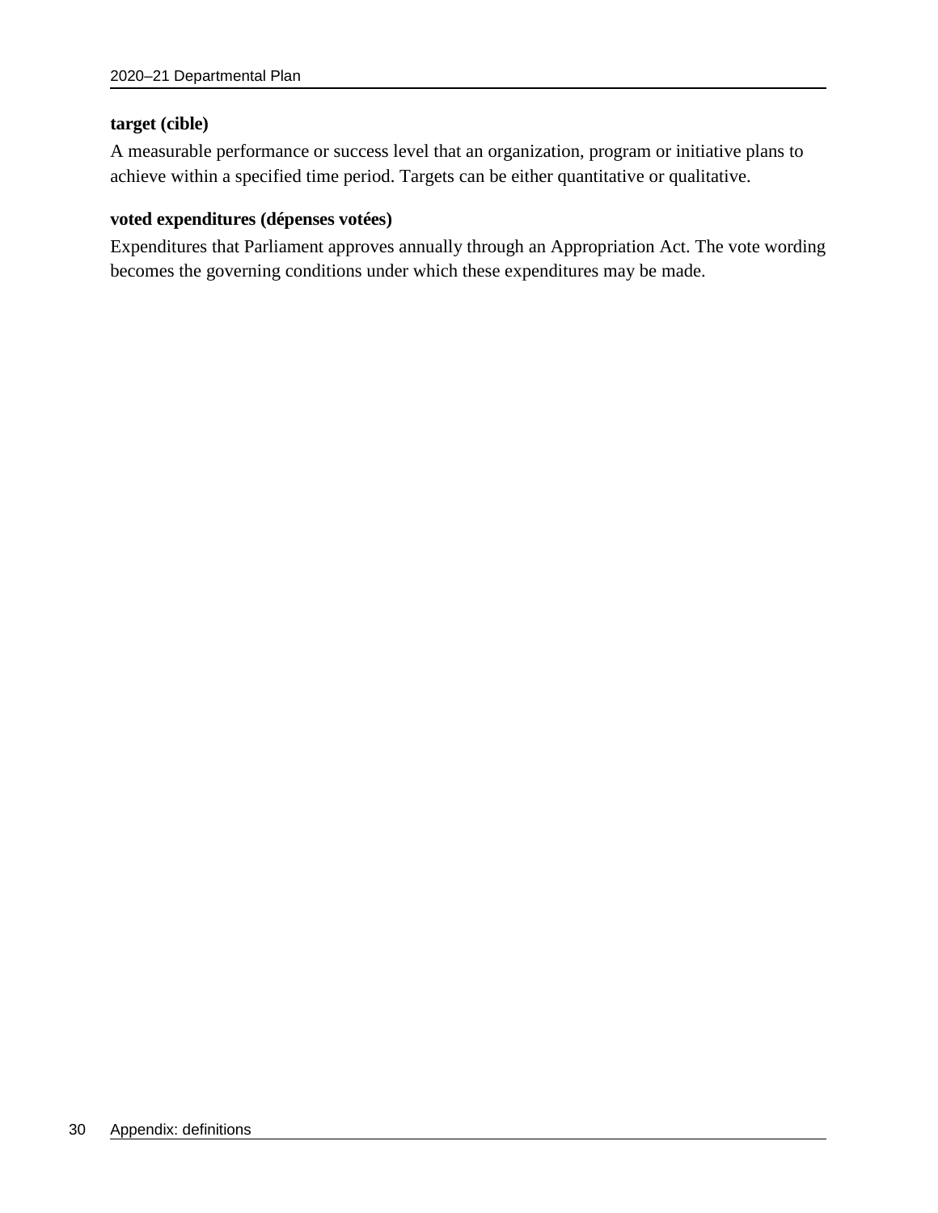**target (cible)**

A measurable performance or success level that an organization, program or initiative plans to achieve within a specified time period. Targets can be either quantitative or qualitative.

**voted expenditures (dépenses votées)**

Expenditures that Parliament approves annually through an Appropriation Act. The vote wording becomes the governing conditions under which these expenditures may be made.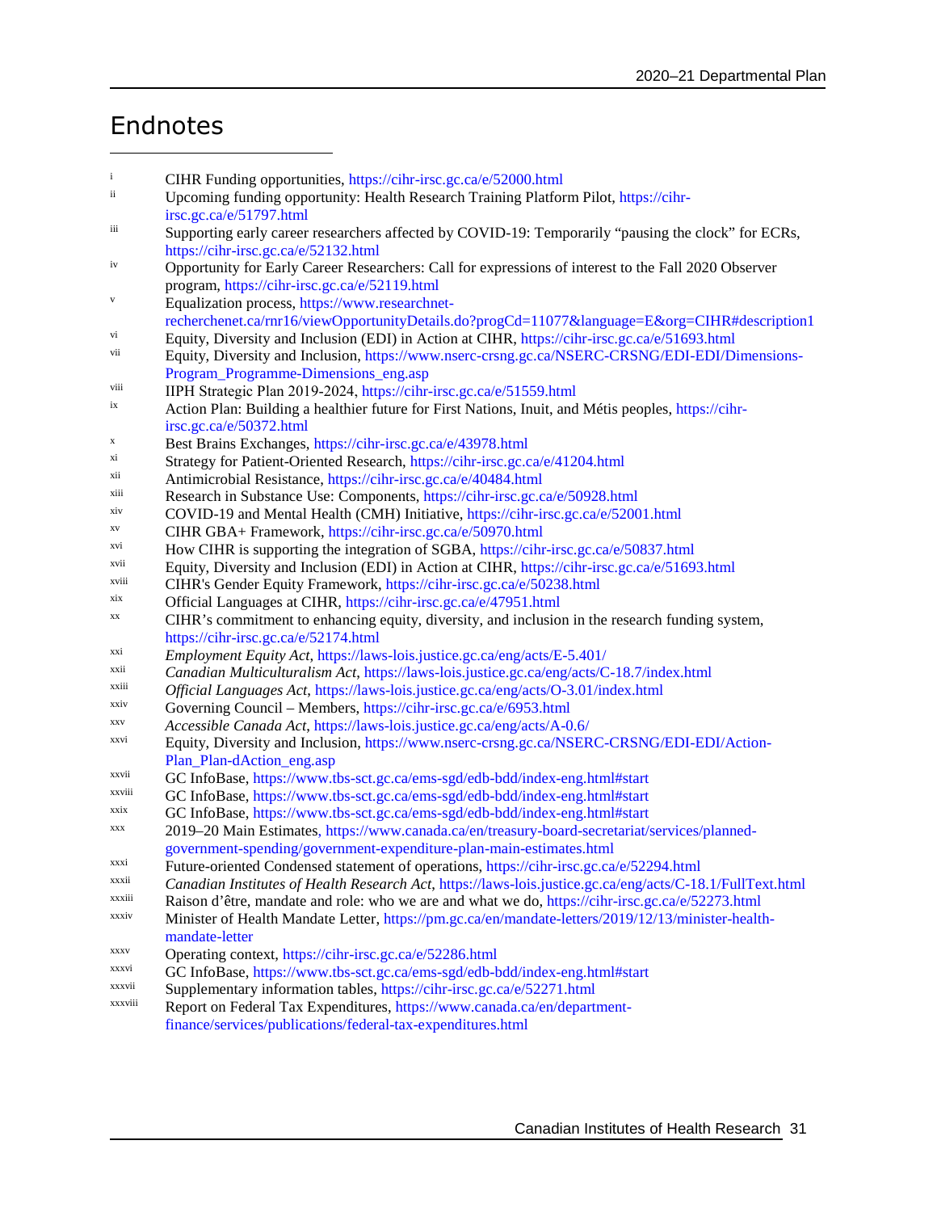# Endnotes

i CIHR Funding opportunities, https://cihr-irsc.gc.ca/e/52000.html

ii Upcoming funding opportunity: Health Research Training Platform Pilot, https://cihr-irsc.gc.ca/e/51797.html

iii Supporting early career researchers affected by COVID-19: Temporarily "pausing the clock" for ECRs, https://cihr-irsc.gc.ca/e/52132.html

iv Opportunity for Early Career Researchers: Call for expressions of interest to the Fall 2020 Observer program, https://cihr-irsc.gc.ca/e/52119.html

v Equalization process, https://www.researchnet-recherchenet.ca/rnr16/viewOpportunityDetails.do?progCd=11077&language=E&org=CIHR#description1

vi Equity, Diversity and Inclusion (EDI) in Action at CIHR, https://cihr-irsc.gc.ca/e/51693.html

vii Equity, Diversity and Inclusion, https://www.nserc-crsng.gc.ca/NSERC-CRSNG/EDI-EDI/Dimensions-Program_Programme-Dimensions_eng.asp

viii IIPH Strategic Plan 2019-2024, https://cihr-irsc.gc.ca/e/51559.html

ix Action Plan: Building a healthier future for First Nations, Inuit, and Métis peoples, https://cihr-irsc.gc.ca/e/50372.html

x Best Brains Exchanges, https://cihr-irsc.gc.ca/e/43978.html

xi Strategy for Patient-Oriented Research, https://cihr-irsc.gc.ca/e/41204.html

xii Antimicrobial Resistance, https://cihr-irsc.gc.ca/e/40484.html

xiii Research in Substance Use: Components, https://cihr-irsc.gc.ca/e/50928.html

xiv COVID-19 and Mental Health (CMH) Initiative, https://cihr-irsc.gc.ca/e/52001.html

xv CIHR GBA+ Framework, https://cihr-irsc.gc.ca/e/50970.html

xvi How CIHR is supporting the integration of SGBA, https://cihr-irsc.gc.ca/e/50837.html

xvii Equity, Diversity and Inclusion (EDI) in Action at CIHR, https://cihr-irsc.gc.ca/e/51693.html

xviii CIHR's Gender Equity Framework, https://cihr-irsc.gc.ca/e/50238.html

xix Official Languages at CIHR, https://cihr-irsc.gc.ca/e/47951.html

xx CIHR's commitment to enhancing equity, diversity, and inclusion in the research funding system, https://cihr-irsc.gc.ca/e/52174.html

xxi *Employment Equity Act*, https://laws-lois.justice.gc.ca/eng/acts/E-5.401/

xxii *Canadian Multiculturalism Act*, https://laws-lois.justice.gc.ca/eng/acts/C-18.7/index.html

xxiii *Official Languages Act*, https://laws-lois.justice.gc.ca/eng/acts/O-3.01/index.html

xxiv Governing Council – Members, https://cihr-irsc.gc.ca/e/6953.html

xxv *Accessible Canada Act*, https://laws-lois.justice.gc.ca/eng/acts/A-0.6/

xxvi Equity, Diversity and Inclusion, https://www.nserc-crsng.gc.ca/NSERC-CRSNG/EDI-EDI/Action-Plan_Plan-dAction_eng.asp

xxvii GC InfoBase, https://www.tbs-sct.gc.ca/ems-sgd/edb-bdd/index-eng.html#start

xxviii GC InfoBase, https://www.tbs-sct.gc.ca/ems-sgd/edb-bdd/index-eng.html#start

xxix GC InfoBase, https://www.tbs-sct.gc.ca/ems-sgd/edb-bdd/index-eng.html#start

xxx 2019–20 Main Estimates, https://www.canada.ca/en/treasury-board-secretariat/services/planned-government-spending/government-expenditure-plan-main-estimates.html

xxxi Future-oriented Condensed statement of operations, https://cihr-irsc.gc.ca/e/52294.html

xxxii *Canadian Institutes of Health Research Act*, https://laws-lois.justice.gc.ca/eng/acts/C-18.1/FullText.html

xxxiii Raison d'être, mandate and role: who we are and what we do, https://cihr-irsc.gc.ca/e/52273.html

xxxiv Minister of Health Mandate Letter, https://pm.gc.ca/en/mandate-letters/2019/12/13/minister-health-mandate-letter

xxxv Operating context, https://cihr-irsc.gc.ca/e/52286.html

xxxvi GC InfoBase, https://www.tbs-sct.gc.ca/ems-sgd/edb-bdd/index-eng.html#start

xxxvii Supplementary information tables, https://cihr-irsc.gc.ca/e/52271.html

xxxviii Report on Federal Tax Expenditures, https://www.canada.ca/en/department-finance/services/publications/federal-tax-expenditures.html